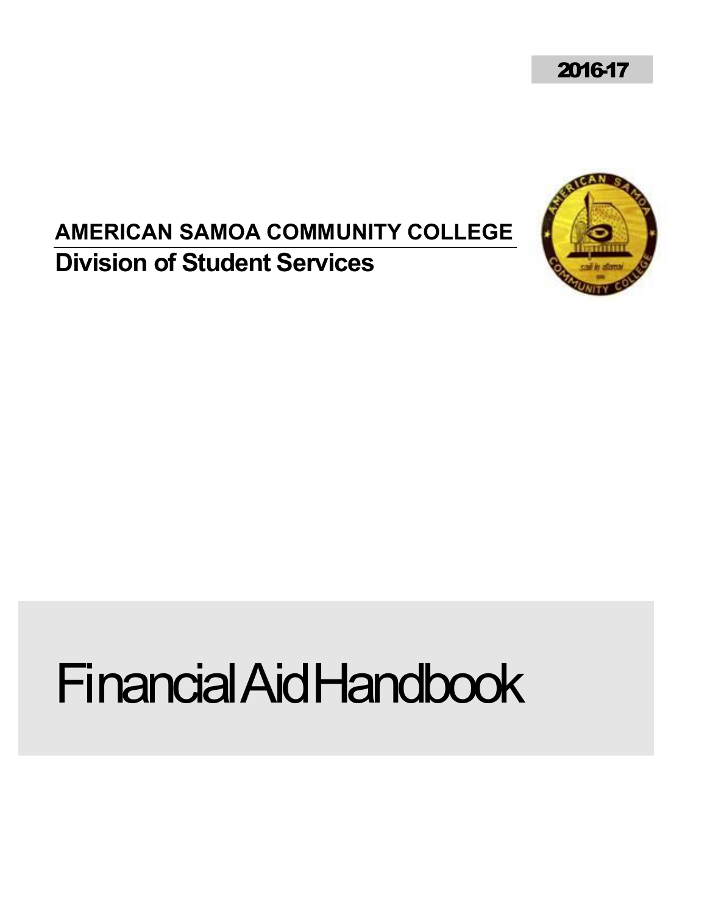2016-17

**AMERICAN SAMOA COMMUNITY COLLEGE**

**Division of Student Services**

# Financial Aid Handbook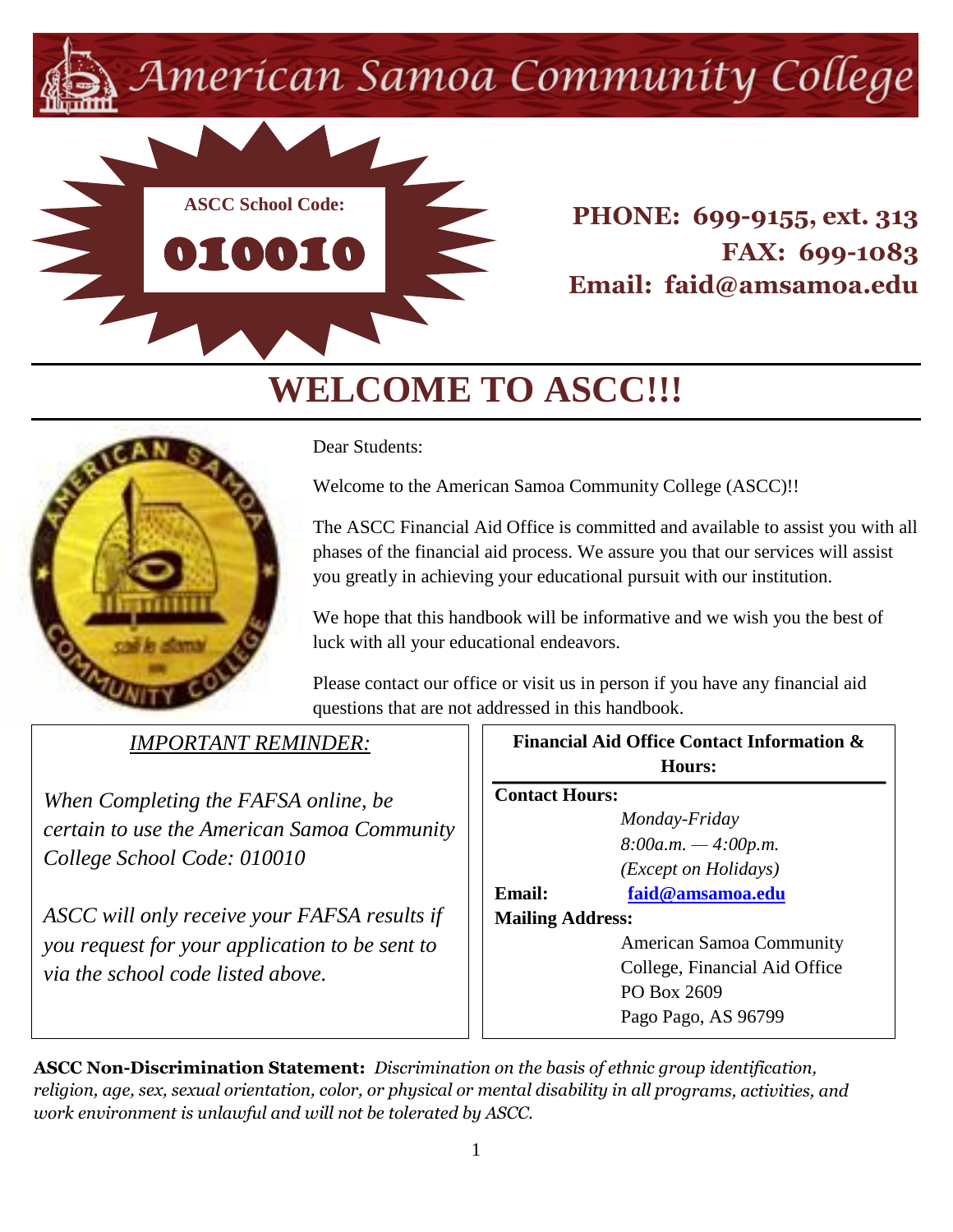# American Samoa Community College

**ASCC School Code:**

**010010**

**PHONE: 699-9155, ext. 313**
**FAX: 699-1083**
**Email: faid@amsamoa.edu**

# WELCOME TO ASCC!!!

Dear Students:

Welcome to the American Samoa Community College (ASCC)!!

The ASCC Financial Aid Office is committed and available to assist you with all phases of the financial aid process. We assure you that our services will assist you greatly in achieving your educational pursuit with our institution.

We hope that this handbook will be informative and we wish you the best of luck with all your educational endeavors.

Please contact our office or visit us in person if you have any financial aid questions that are not addressed in this handbook.

*IMPORTANT REMINDER:*

*When Completing the FAFSA online, be certain to use the American Samoa Community College School Code: 010010*

*ASCC will only receive your FAFSA results if you request for your application to be sent to via the school code listed above.*

**Financial Aid Office Contact Information & Hours:**

**Contact Hours:**
*Monday-Friday*
*8:00a.m. — 4:00p.m.*
*(Except on Holidays)*

**Email:** **faid@amsamoa.edu**

**Mailing Address:**
American Samoa Community College, Financial Aid Office
PO Box 2609
Pago Pago, AS 96799

**ASCC Non-Discrimination Statement:** *Discrimination on the basis of ethnic group identification, religion, age, sex, sexual orientation, color, or physical or mental disability in all programs, activities, and work environment is unlawful and will not be tolerated by ASCC.*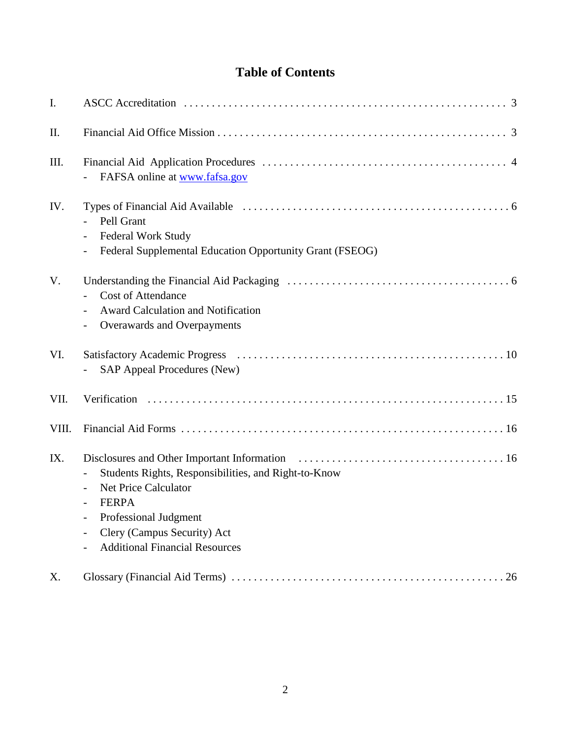# Table of Contents

| | | |
|---|---|---|
| I. | ASCC Accreditation | 3 |
| II. | Financial Aid Office Mission | 3 |
| III. | Financial Aid Application Procedures<br>- FAFSA online at www.fafsa.gov | 4 |
| IV. | Types of Financial Aid Available<br>- Pell Grant<br>- Federal Work Study<br>- Federal Supplemental Education Opportunity Grant (FSEOG) | 6 |
| V. | Understanding the Financial Aid Packaging<br>- Cost of Attendance<br>- Award Calculation and Notification<br>- Overawards and Overpayments | 6 |
| VI. | Satisfactory Academic Progress<br>- SAP Appeal Procedures (New) | 10 |
| VII. | Verification | 15 |
| VIII. | Financial Aid Forms | 16 |
| IX. | Disclosures and Other Important Information<br>- Students Rights, Responsibilities, and Right-to-Know<br>- Net Price Calculator<br>- FERPA<br>- Professional Judgment<br>- Clery (Campus Security) Act<br>- Additional Financial Resources | 16 |
| X. | Glossary (Financial Aid Terms) | 26 |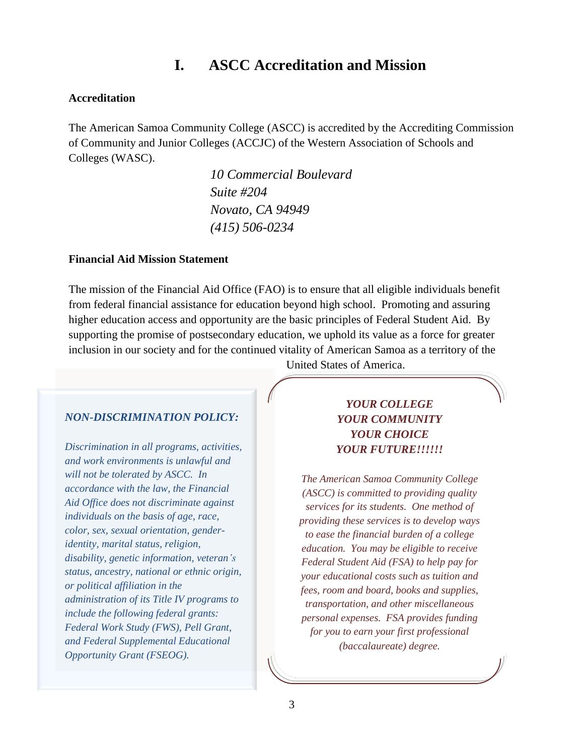# I. ASCC Accreditation and Mission

**Accreditation**

The American Samoa Community College (ASCC) is accredited by the Accrediting Commission of Community and Junior Colleges (ACCJC) of the Western Association of Schools and Colleges (WASC).

*10 Commercial Boulevard*
*Suite #204*
*Novato, CA 94949*
*(415) 506-0234*

**Financial Aid Mission Statement**

The mission of the Financial Aid Office (FAO) is to ensure that all eligible individuals benefit from federal financial assistance for education beyond high school. Promoting and assuring higher education access and opportunity are the basic principles of Federal Student Aid. By supporting the promise of postsecondary education, we uphold its value as a force for greater inclusion in our society and for the continued vitality of American Samoa as a territory of the United States of America.

***NON-DISCRIMINATION POLICY:***

*Discrimination in all programs, activities, and work environments is unlawful and will not be tolerated by ASCC. In accordance with the law, the Financial Aid Office does not discriminate against individuals on the basis of age, race, color, sex, sexual orientation, gender-identity, marital status, religion, disability, genetic information, veteran's status, ancestry, national or ethnic origin, or political affiliation in the administration of its Title IV programs to include the following federal grants: Federal Work Study (FWS), Pell Grant, and Federal Supplemental Educational Opportunity Grant (FSEOG).*

***YOUR COLLEGE***
***YOUR COMMUNITY***
***YOUR CHOICE***
***YOUR FUTURE!!!!!!***

*The American Samoa Community College (ASCC) is committed to providing quality services for its students. One method of providing these services is to develop ways to ease the financial burden of a college education. You may be eligible to receive Federal Student Aid (FSA) to help pay for your educational costs such as tuition and fees, room and board, books and supplies, transportation, and other miscellaneous personal expenses. FSA provides funding for you to earn your first professional (baccalaureate) degree.*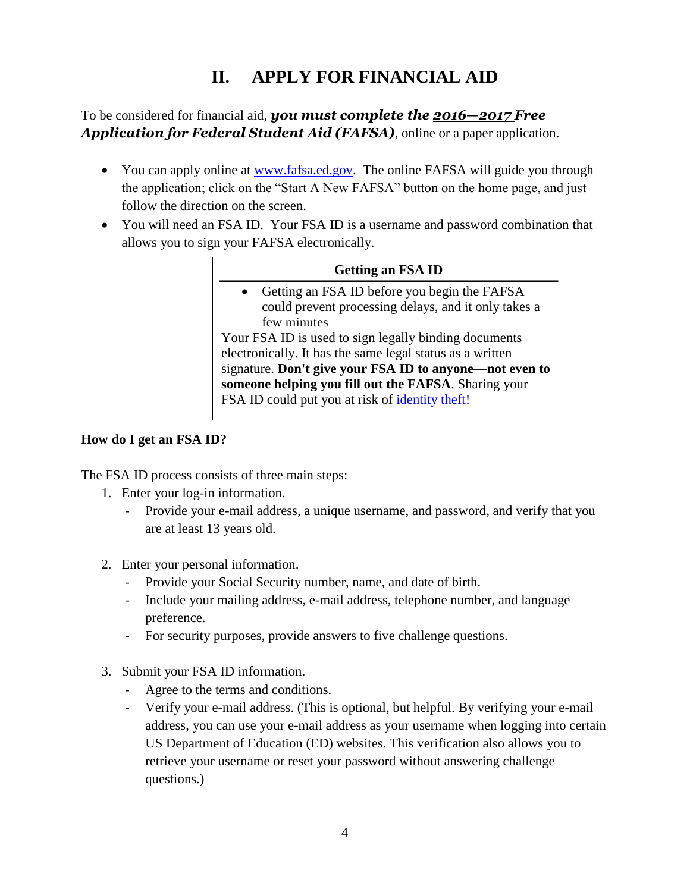# II. APPLY FOR FINANCIAL AID

To be considered for financial aid, ***you must complete the 2016—2017 Free Application for Federal Student Aid (FAFSA)***, online or a paper application.

- You can apply online at [www.fafsa.ed.gov](http://www.fafsa.ed.gov). The online FAFSA will guide you through the application; click on the "Start A New FAFSA" button on the home page, and just follow the direction on the screen.
- You will need an FSA ID. Your FSA ID is a username and password combination that allows you to sign your FAFSA electronically.

> **Getting an FSA ID**
>
> - Getting an FSA ID before you begin the FAFSA could prevent processing delays, and it only takes a few minutes
>
> Your FSA ID is used to sign legally binding documents electronically. It has the same legal status as a written signature. **Don't give your FSA ID to anyone—not even to someone helping you fill out the FAFSA**. Sharing your FSA ID could put you at risk of identity theft!

**How do I get an FSA ID?**

The FSA ID process consists of three main steps:

1. Enter your log-in information.
   - Provide your e-mail address, a unique username, and password, and verify that you are at least 13 years old.
2. Enter your personal information.
   - Provide your Social Security number, name, and date of birth.
   - Include your mailing address, e-mail address, telephone number, and language preference.
   - For security purposes, provide answers to five challenge questions.
3. Submit your FSA ID information.
   - Agree to the terms and conditions.
   - Verify your e-mail address. (This is optional, but helpful. By verifying your e-mail address, you can use your e-mail address as your username when logging into certain US Department of Education (ED) websites. This verification also allows you to retrieve your username or reset your password without answering challenge questions.)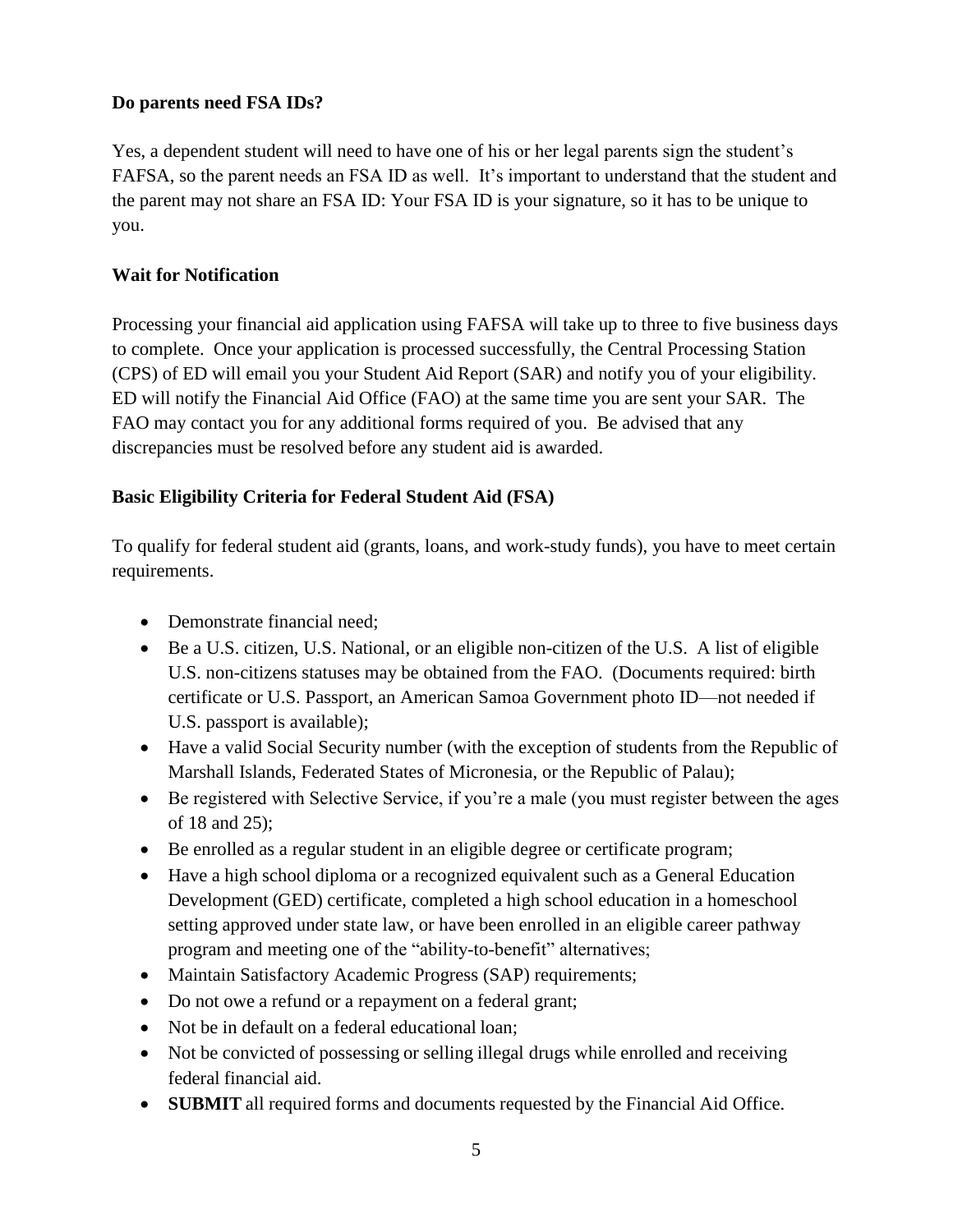**Do parents need FSA IDs?**

Yes, a dependent student will need to have one of his or her legal parents sign the student's FAFSA, so the parent needs an FSA ID as well. It's important to understand that the student and the parent may not share an FSA ID: Your FSA ID is your signature, so it has to be unique to you.

**Wait for Notification**

Processing your financial aid application using FAFSA will take up to three to five business days to complete. Once your application is processed successfully, the Central Processing Station (CPS) of ED will email you your Student Aid Report (SAR) and notify you of your eligibility. ED will notify the Financial Aid Office (FAO) at the same time you are sent your SAR. The FAO may contact you for any additional forms required of you. Be advised that any discrepancies must be resolved before any student aid is awarded.

**Basic Eligibility Criteria for Federal Student Aid (FSA)**

To qualify for federal student aid (grants, loans, and work-study funds), you have to meet certain requirements.

- Demonstrate financial need;
- Be a U.S. citizen, U.S. National, or an eligible non-citizen of the U.S. A list of eligible U.S. non-citizens statuses may be obtained from the FAO. (Documents required: birth certificate or U.S. Passport, an American Samoa Government photo ID—not needed if U.S. passport is available);
- Have a valid Social Security number (with the exception of students from the Republic of Marshall Islands, Federated States of Micronesia, or the Republic of Palau);
- Be registered with Selective Service, if you're a male (you must register between the ages of 18 and 25);
- Be enrolled as a regular student in an eligible degree or certificate program;
- Have a high school diploma or a recognized equivalent such as a General Education Development (GED) certificate, completed a high school education in a homeschool setting approved under state law, or have been enrolled in an eligible career pathway program and meeting one of the "ability-to-benefit" alternatives;
- Maintain Satisfactory Academic Progress (SAP) requirements;
- Do not owe a refund or a repayment on a federal grant;
- Not be in default on a federal educational loan;
- Not be convicted of possessing or selling illegal drugs while enrolled and receiving federal financial aid.
- **SUBMIT** all required forms and documents requested by the Financial Aid Office.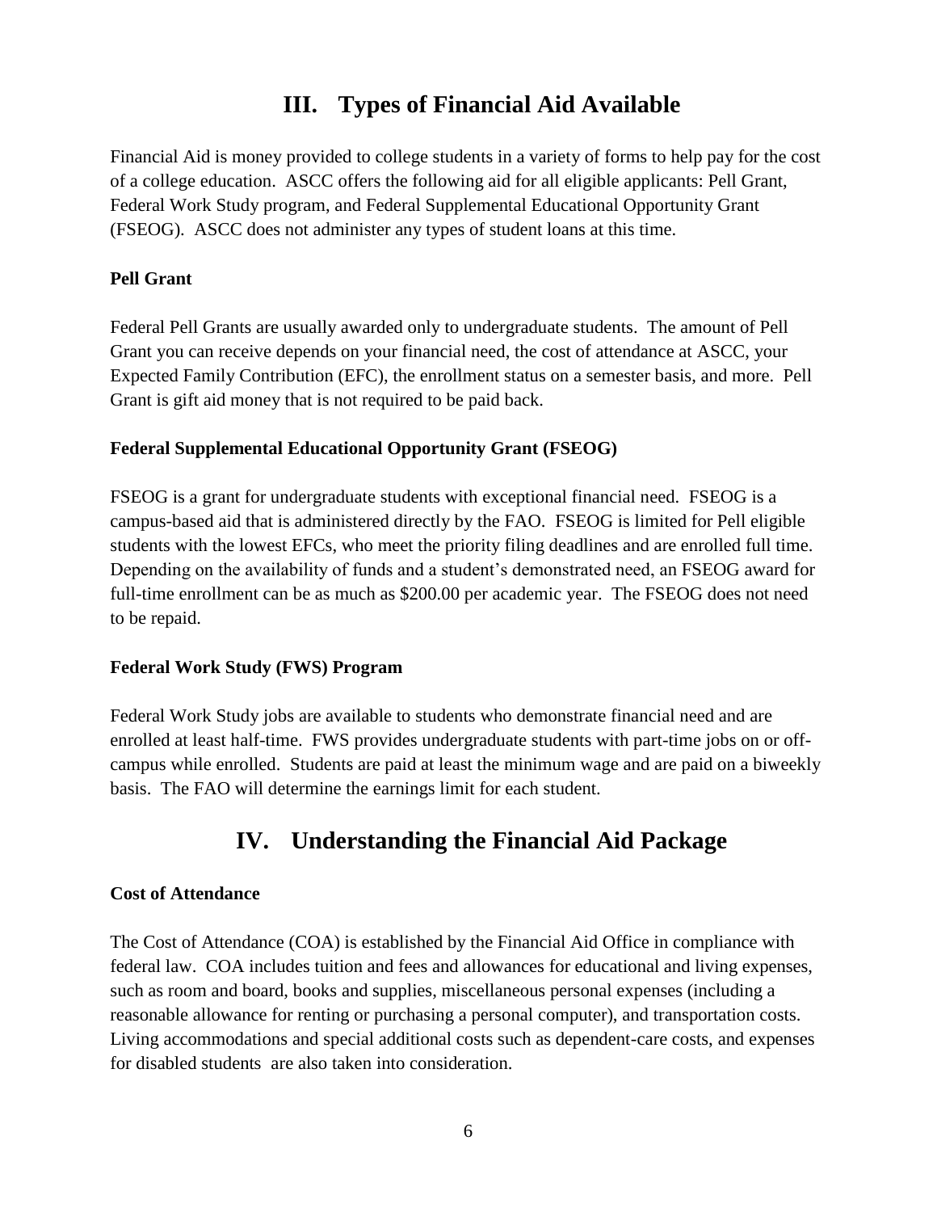# III. Types of Financial Aid Available

Financial Aid is money provided to college students in a variety of forms to help pay for the cost of a college education. ASCC offers the following aid for all eligible applicants: Pell Grant, Federal Work Study program, and Federal Supplemental Educational Opportunity Grant (FSEOG). ASCC does not administer any types of student loans at this time.

### Pell Grant

Federal Pell Grants are usually awarded only to undergraduate students. The amount of Pell Grant you can receive depends on your financial need, the cost of attendance at ASCC, your Expected Family Contribution (EFC), the enrollment status on a semester basis, and more. Pell Grant is gift aid money that is not required to be paid back.

### Federal Supplemental Educational Opportunity Grant (FSEOG)

FSEOG is a grant for undergraduate students with exceptional financial need. FSEOG is a campus-based aid that is administered directly by the FAO. FSEOG is limited for Pell eligible students with the lowest EFCs, who meet the priority filing deadlines and are enrolled full time. Depending on the availability of funds and a student's demonstrated need, an FSEOG award for full-time enrollment can be as much as $200.00 per academic year. The FSEOG does not need to be repaid.

### Federal Work Study (FWS) Program

Federal Work Study jobs are available to students who demonstrate financial need and are enrolled at least half-time. FWS provides undergraduate students with part-time jobs on or off-campus while enrolled. Students are paid at least the minimum wage and are paid on a biweekly basis. The FAO will determine the earnings limit for each student.

# IV. Understanding the Financial Aid Package

### Cost of Attendance

The Cost of Attendance (COA) is established by the Financial Aid Office in compliance with federal law. COA includes tuition and fees and allowances for educational and living expenses, such as room and board, books and supplies, miscellaneous personal expenses (including a reasonable allowance for renting or purchasing a personal computer), and transportation costs. Living accommodations and special additional costs such as dependent-care costs, and expenses for disabled students are also taken into consideration.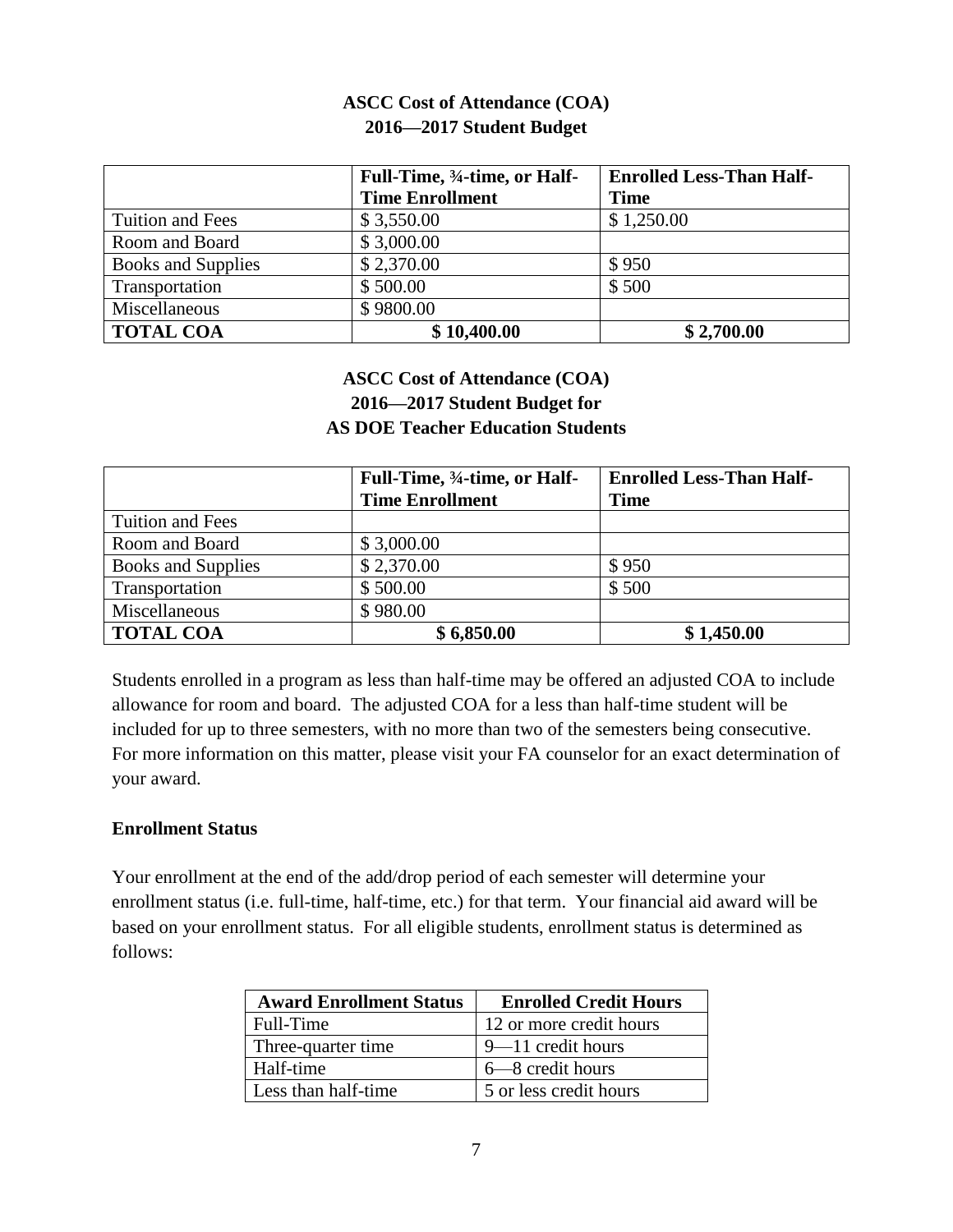**ASCC Cost of Attendance (COA)**
**2016—2017 Student Budget**

| | Full-Time, ¾-time, or Half-Time Enrollment | Enrolled Less-Than Half-Time |
|---|---|---|
| Tuition and Fees | $ 3,550.00 | $ 1,250.00 |
| Room and Board | $ 3,000.00 | |
| Books and Supplies | $ 2,370.00 | $ 950 |
| Transportation | $ 500.00 | $ 500 |
| Miscellaneous | $ 9800.00 | |
| **TOTAL COA** | **$ 10,400.00** | **$ 2,700.00** |

**ASCC Cost of Attendance (COA)**
**2016—2017 Student Budget for**
**AS DOE Teacher Education Students**

| | Full-Time, ¾-time, or Half-Time Enrollment | Enrolled Less-Than Half-Time |
|---|---|---|
| Tuition and Fees | | |
| Room and Board | $ 3,000.00 | |
| Books and Supplies | $ 2,370.00 | $ 950 |
| Transportation | $ 500.00 | $ 500 |
| Miscellaneous | $ 980.00 | |
| **TOTAL COA** | **$ 6,850.00** | **$ 1,450.00** |

Students enrolled in a program as less than half-time may be offered an adjusted COA to include allowance for room and board. The adjusted COA for a less than half-time student will be included for up to three semesters, with no more than two of the semesters being consecutive. For more information on this matter, please visit your FA counselor for an exact determination of your award.

**Enrollment Status**

Your enrollment at the end of the add/drop period of each semester will determine your enrollment status (i.e. full-time, half-time, etc.) for that term. Your financial aid award will be based on your enrollment status. For all eligible students, enrollment status is determined as follows:

| Award Enrollment Status | Enrolled Credit Hours |
|---|---|
| Full-Time | 12 or more credit hours |
| Three-quarter time | 9—11 credit hours |
| Half-time | 6—8 credit hours |
| Less than half-time | 5 or less credit hours |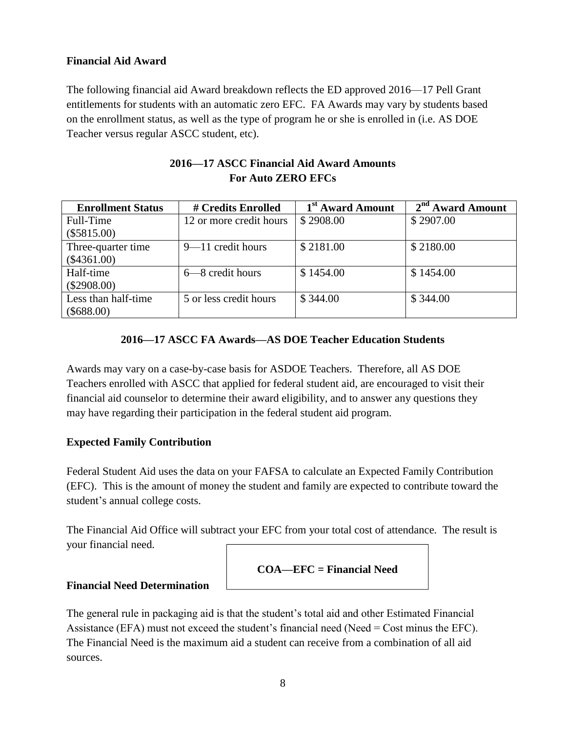**Financial Aid Award**

The following financial aid Award breakdown reflects the ED approved 2016—17 Pell Grant entitlements for students with an automatic zero EFC. FA Awards may vary by students based on the enrollment status, as well as the type of program he or she is enrolled in (i.e. AS DOE Teacher versus regular ASCC student, etc).

**2016—17 ASCC Financial Aid Award Amounts**
**For Auto ZERO EFCs**

| Enrollment Status | # Credits Enrolled | 1st Award Amount | 2nd Award Amount |
|---|---|---|---|
| Full-Time ($5815.00) | 12 or more credit hours | $ 2908.00 | $ 2907.00 |
| Three-quarter time ($4361.00) | 9—11 credit hours | $ 2181.00 | $ 2180.00 |
| Half-time ($2908.00) | 6—8 credit hours | $ 1454.00 | $ 1454.00 |
| Less than half-time ($688.00) | 5 or less credit hours | $ 344.00 | $ 344.00 |

**2016—17 ASCC FA Awards—AS DOE Teacher Education Students**

Awards may vary on a case-by-case basis for ASDOE Teachers. Therefore, all AS DOE Teachers enrolled with ASCC that applied for federal student aid, are encouraged to visit their financial aid counselor to determine their award eligibility, and to answer any questions they may have regarding their participation in the federal student aid program.

**Expected Family Contribution**

Federal Student Aid uses the data on your FAFSA to calculate an Expected Family Contribution (EFC). This is the amount of money the student and family are expected to contribute toward the student's annual college costs.

The Financial Aid Office will subtract your EFC from your total cost of attendance. The result is your financial need.

**COA—EFC = Financial Need**

**Financial Need Determination**

The general rule in packaging aid is that the student's total aid and other Estimated Financial Assistance (EFA) must not exceed the student's financial need (Need = Cost minus the EFC). The Financial Need is the maximum aid a student can receive from a combination of all aid sources.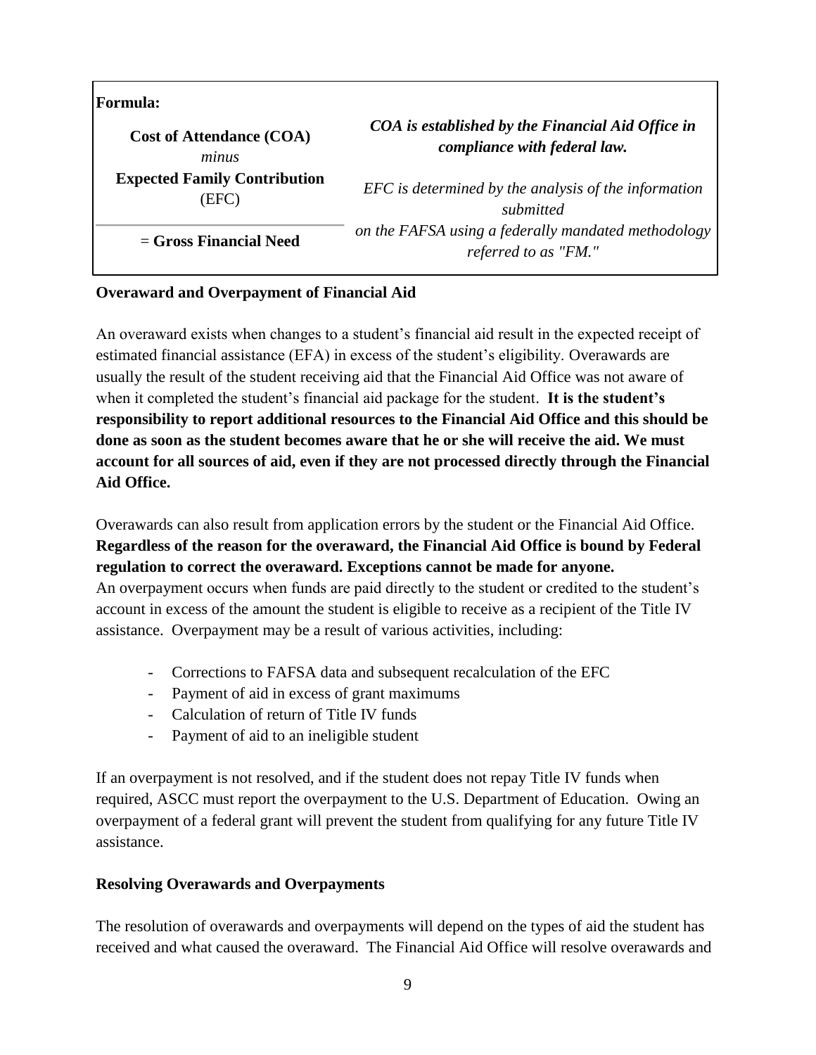**Formula:**

| **Cost of Attendance (COA)** *minus* **Expected Family Contribution** (EFC) | ***COA is established by the Financial Aid Office in compliance with federal law.*** |
|---|---|
| **= Gross Financial Need** | *EFC is determined by the analysis of the information submitted on the FAFSA using a federally mandated methodology referred to as "FM."* |

**Overaward and Overpayment of Financial Aid**

An overaward exists when changes to a student's financial aid result in the expected receipt of estimated financial assistance (EFA) in excess of the student's eligibility. Overawards are usually the result of the student receiving aid that the Financial Aid Office was not aware of when it completed the student's financial aid package for the student. **It is the student's responsibility to report additional resources to the Financial Aid Office and this should be done as soon as the student becomes aware that he or she will receive the aid. We must account for all sources of aid, even if they are not processed directly through the Financial Aid Office.**

Overawards can also result from application errors by the student or the Financial Aid Office. **Regardless of the reason for the overaward, the Financial Aid Office is bound by Federal regulation to correct the overaward. Exceptions cannot be made for anyone.**
An overpayment occurs when funds are paid directly to the student or credited to the student's account in excess of the amount the student is eligible to receive as a recipient of the Title IV assistance. Overpayment may be a result of various activities, including:

- Corrections to FAFSA data and subsequent recalculation of the EFC
- Payment of aid in excess of grant maximums
- Calculation of return of Title IV funds
- Payment of aid to an ineligible student

If an overpayment is not resolved, and if the student does not repay Title IV funds when required, ASCC must report the overpayment to the U.S. Department of Education. Owing an overpayment of a federal grant will prevent the student from qualifying for any future Title IV assistance.

**Resolving Overawards and Overpayments**

The resolution of overawards and overpayments will depend on the types of aid the student has received and what caused the overaward. The Financial Aid Office will resolve overawards and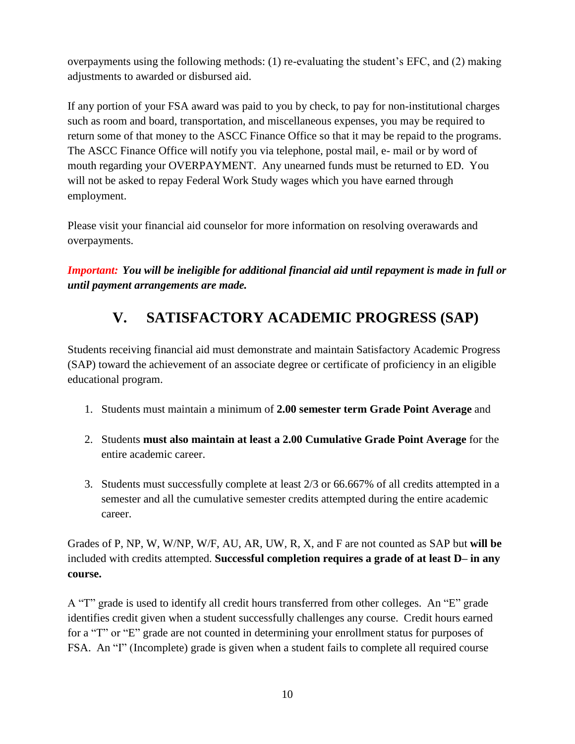overpayments using the following methods: (1) re-evaluating the student's EFC, and (2) making adjustments to awarded or disbursed aid.

If any portion of your FSA award was paid to you by check, to pay for non-institutional charges such as room and board, transportation, and miscellaneous expenses, you may be required to return some of that money to the ASCC Finance Office so that it may be repaid to the programs. The ASCC Finance Office will notify you via telephone, postal mail, e- mail or by word of mouth regarding your OVERPAYMENT. Any unearned funds must be returned to ED. You will not be asked to repay Federal Work Study wages which you have earned through employment.

Please visit your financial aid counselor for more information on resolving overawards and overpayments.

***Important:* *You will be ineligible for additional financial aid until repayment is made in full or until payment arrangements are made.***

# V. SATISFACTORY ACADEMIC PROGRESS (SAP)

Students receiving financial aid must demonstrate and maintain Satisfactory Academic Progress (SAP) toward the achievement of an associate degree or certificate of proficiency in an eligible educational program.

1. Students must maintain a minimum of **2.00 semester term Grade Point Average** and
2. Students **must also maintain at least a 2.00 Cumulative Grade Point Average** for the entire academic career.
3. Students must successfully complete at least 2/3 or 66.667% of all credits attempted in a semester and all the cumulative semester credits attempted during the entire academic career.

Grades of P, NP, W, W/NP, W/F, AU, AR, UW, R, X, and F are not counted as SAP but **will be** included with credits attempted. **Successful completion requires a grade of at least D– in any course.**

A "T" grade is used to identify all credit hours transferred from other colleges. An "E" grade identifies credit given when a student successfully challenges any course. Credit hours earned for a "T" or "E" grade are not counted in determining your enrollment status for purposes of FSA. An "I" (Incomplete) grade is given when a student fails to complete all required course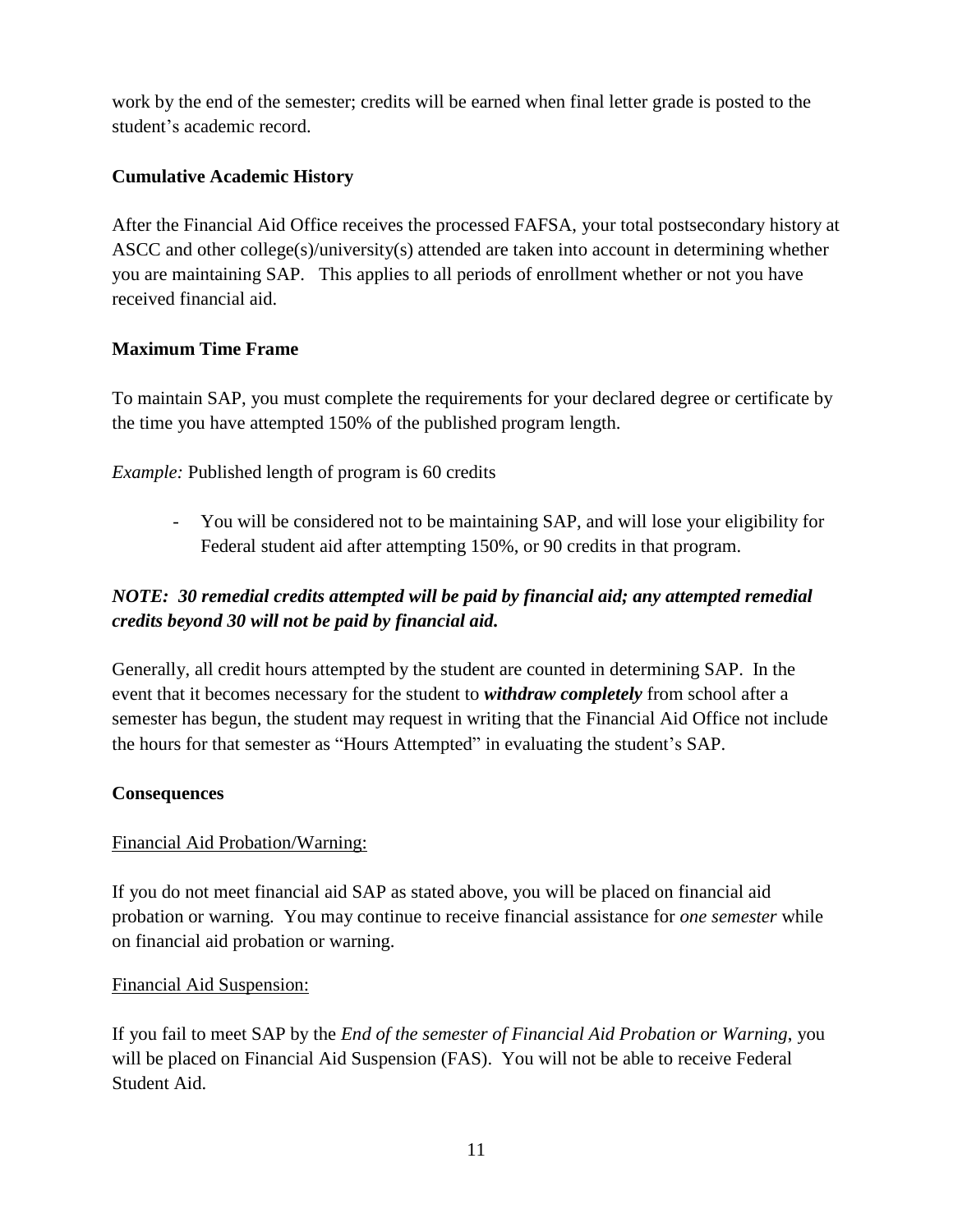work by the end of the semester; credits will be earned when final letter grade is posted to the student's academic record.

### Cumulative Academic History

After the Financial Aid Office receives the processed FAFSA, your total postsecondary history at ASCC and other college(s)/university(s) attended are taken into account in determining whether you are maintaining SAP. This applies to all periods of enrollment whether or not you have received financial aid.

### Maximum Time Frame

To maintain SAP, you must complete the requirements for your declared degree or certificate by the time you have attempted 150% of the published program length.

*Example:* Published length of program is 60 credits

- You will be considered not to be maintaining SAP, and will lose your eligibility for Federal student aid after attempting 150%, or 90 credits in that program.

***NOTE: 30 remedial credits attempted will be paid by financial aid; any attempted remedial credits beyond 30 will not be paid by financial aid.***

Generally, all credit hours attempted by the student are counted in determining SAP. In the event that it becomes necessary for the student to ***withdraw completely*** from school after a semester has begun, the student may request in writing that the Financial Aid Office not include the hours for that semester as "Hours Attempted" in evaluating the student's SAP.

### Consequences

<u>Financial Aid Probation/Warning:</u>

If you do not meet financial aid SAP as stated above, you will be placed on financial aid probation or warning. You may continue to receive financial assistance for *one semester* while on financial aid probation or warning.

<u>Financial Aid Suspension:</u>

If you fail to meet SAP by the *End of the semester of Financial Aid Probation or Warning*, you will be placed on Financial Aid Suspension (FAS). You will not be able to receive Federal Student Aid.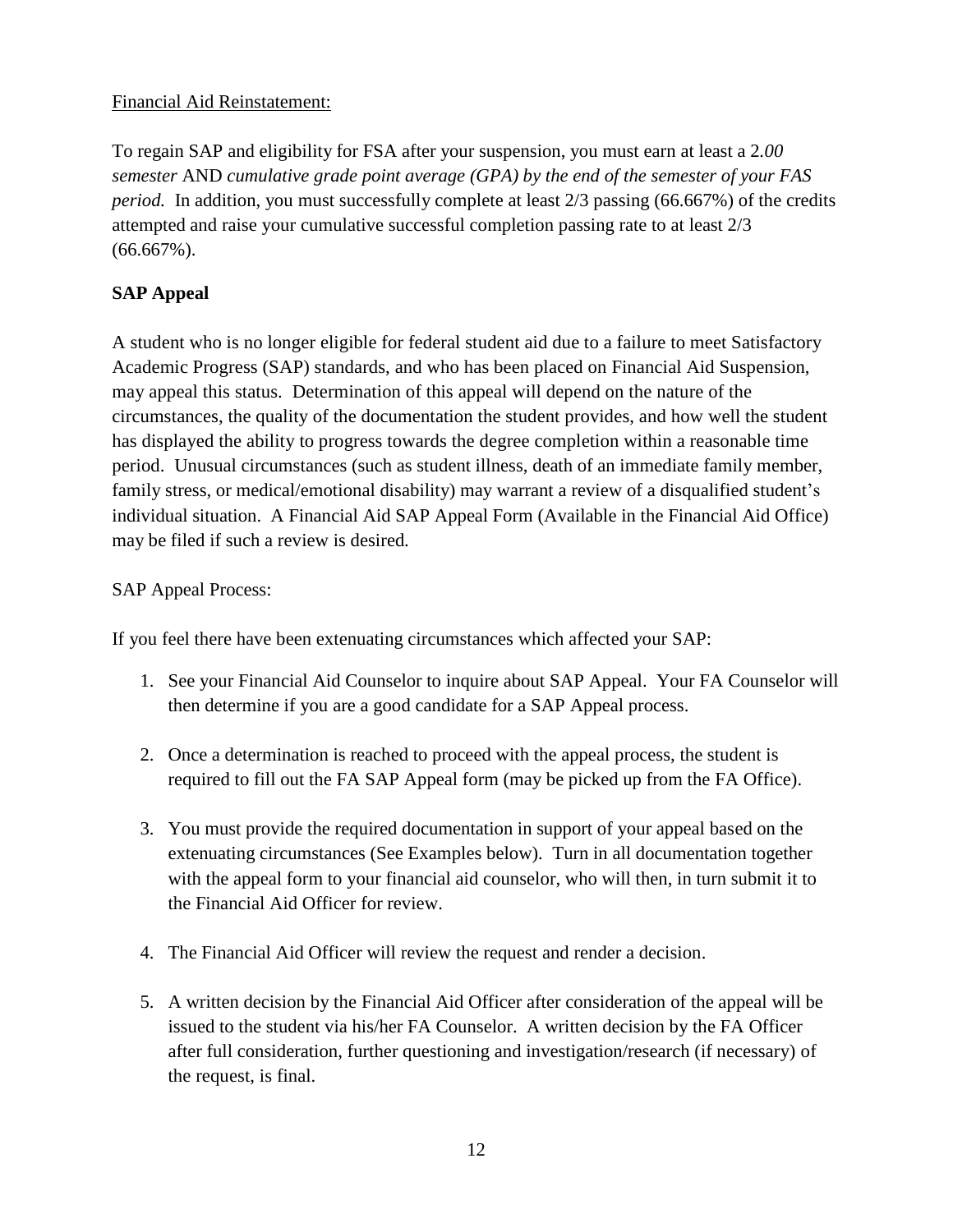Financial Aid Reinstatement:

To regain SAP and eligibility for FSA after your suspension, you must earn at least a 2*.00 semester* AND *cumulative grade point average (GPA) by the end of the semester of your FAS period.* In addition, you must successfully complete at least 2/3 passing (66.667%) of the credits attempted and raise your cumulative successful completion passing rate to at least 2/3 (66.667%).

**SAP Appeal**

A student who is no longer eligible for federal student aid due to a failure to meet Satisfactory Academic Progress (SAP) standards, and who has been placed on Financial Aid Suspension, may appeal this status. Determination of this appeal will depend on the nature of the circumstances, the quality of the documentation the student provides, and how well the student has displayed the ability to progress towards the degree completion within a reasonable time period. Unusual circumstances (such as student illness, death of an immediate family member, family stress, or medical/emotional disability) may warrant a review of a disqualified student's individual situation. A Financial Aid SAP Appeal Form (Available in the Financial Aid Office) may be filed if such a review is desired.

SAP Appeal Process:

If you feel there have been extenuating circumstances which affected your SAP:

1. See your Financial Aid Counselor to inquire about SAP Appeal. Your FA Counselor will then determine if you are a good candidate for a SAP Appeal process.

2. Once a determination is reached to proceed with the appeal process, the student is required to fill out the FA SAP Appeal form (may be picked up from the FA Office).

3. You must provide the required documentation in support of your appeal based on the extenuating circumstances (See Examples below). Turn in all documentation together with the appeal form to your financial aid counselor, who will then, in turn submit it to the Financial Aid Officer for review.

4. The Financial Aid Officer will review the request and render a decision.

5. A written decision by the Financial Aid Officer after consideration of the appeal will be issued to the student via his/her FA Counselor. A written decision by the FA Officer after full consideration, further questioning and investigation/research (if necessary) of the request, is final.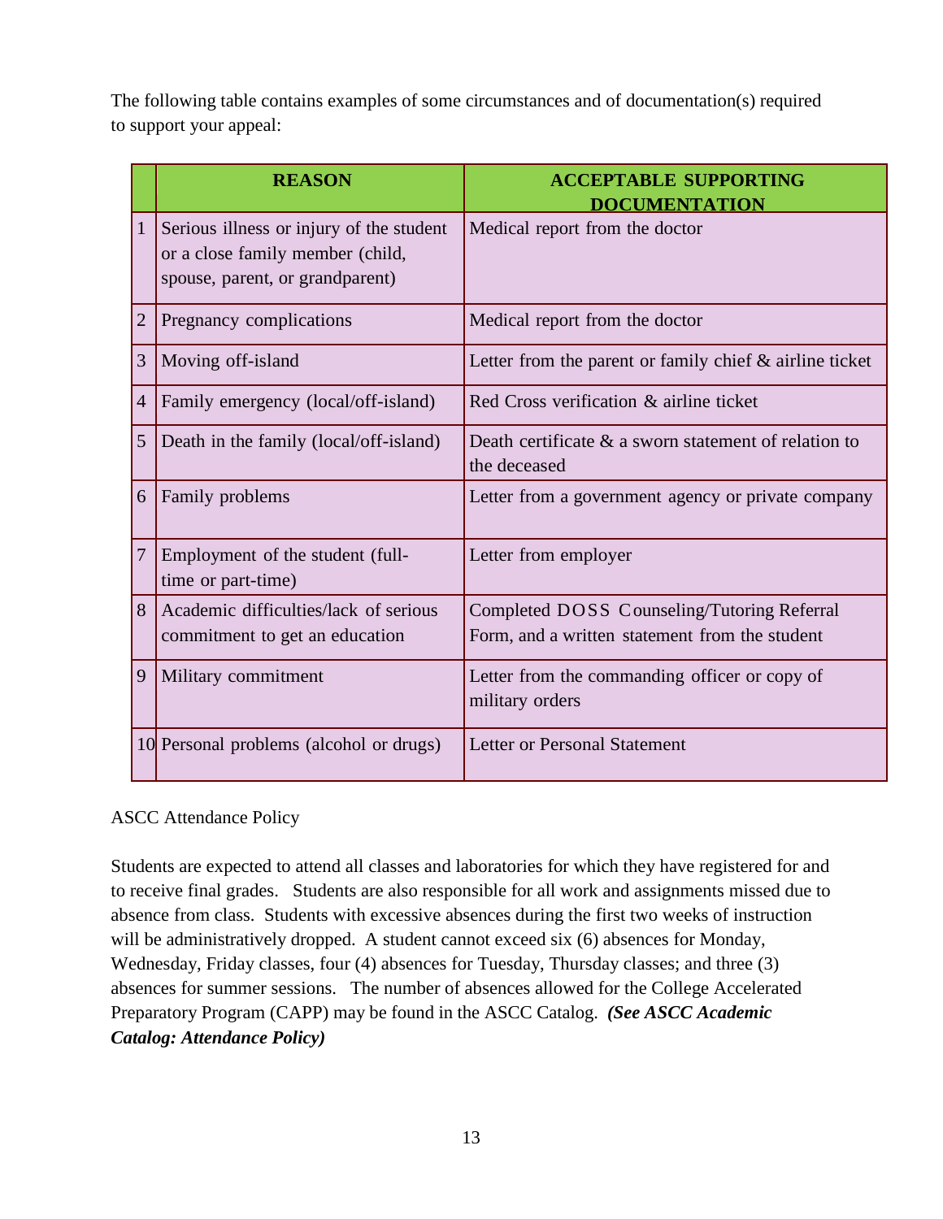The following table contains examples of some circumstances and of documentation(s) required to support your appeal:

| | REASON | ACCEPTABLE SUPPORTING DOCUMENTATION |
|---|---|---|
| 1 | Serious illness or injury of the student or a close family member (child, spouse, parent, or grandparent) | Medical report from the doctor |
| 2 | Pregnancy complications | Medical report from the doctor |
| 3 | Moving off-island | Letter from the parent or family chief & airline ticket |
| 4 | Family emergency (local/off-island) | Red Cross verification & airline ticket |
| 5 | Death in the family (local/off-island) | Death certificate & a sworn statement of relation to the deceased |
| 6 | Family problems | Letter from a government agency or private company |
| 7 | Employment of the student (full-time or part-time) | Letter from employer |
| 8 | Academic difficulties/lack of serious commitment to get an education | Completed DOSS Counseling/Tutoring Referral Form, and a written statement from the student |
| 9 | Military commitment | Letter from the commanding officer or copy of military orders |
| 10 | Personal problems (alcohol or drugs) | Letter or Personal Statement |

ASCC Attendance Policy

Students are expected to attend all classes and laboratories for which they have registered for and to receive final grades. Students are also responsible for all work and assignments missed due to absence from class. Students with excessive absences during the first two weeks of instruction will be administratively dropped. A student cannot exceed six (6) absences for Monday, Wednesday, Friday classes, four (4) absences for Tuesday, Thursday classes; and three (3) absences for summer sessions. The number of absences allowed for the College Accelerated Preparatory Program (CAPP) may be found in the ASCC Catalog. ***(See ASCC Academic Catalog: Attendance Policy)***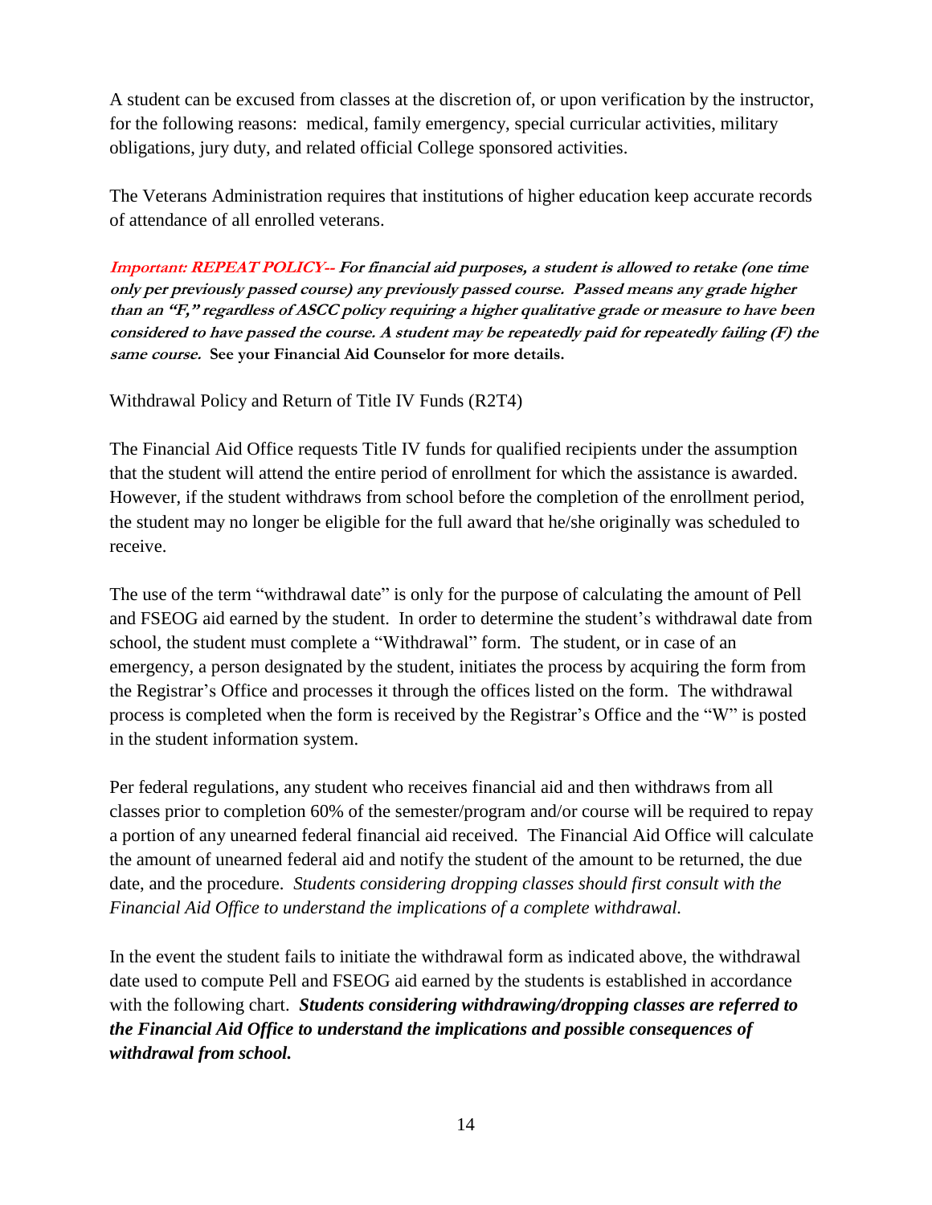A student can be excused from classes at the discretion of, or upon verification by the instructor, for the following reasons: medical, family emergency, special curricular activities, military obligations, jury duty, and related official College sponsored activities.

The Veterans Administration requires that institutions of higher education keep accurate records of attendance of all enrolled veterans.

***Important: REPEAT POLICY--* *For financial aid purposes, a student is allowed to retake (one time only per previously passed course) any previously passed course. Passed means any grade higher than an "F," regardless of ASCC policy requiring a higher qualitative grade or measure to have been considered to have passed the course. A student may be repeatedly paid for repeatedly failing (F) the same course.*** **See your Financial Aid Counselor for more details.**

Withdrawal Policy and Return of Title IV Funds (R2T4)

The Financial Aid Office requests Title IV funds for qualified recipients under the assumption that the student will attend the entire period of enrollment for which the assistance is awarded. However, if the student withdraws from school before the completion of the enrollment period, the student may no longer be eligible for the full award that he/she originally was scheduled to receive.

The use of the term "withdrawal date" is only for the purpose of calculating the amount of Pell and FSEOG aid earned by the student. In order to determine the student's withdrawal date from school, the student must complete a "Withdrawal" form. The student, or in case of an emergency, a person designated by the student, initiates the process by acquiring the form from the Registrar's Office and processes it through the offices listed on the form. The withdrawal process is completed when the form is received by the Registrar's Office and the "W" is posted in the student information system.

Per federal regulations, any student who receives financial aid and then withdraws from all classes prior to completion 60% of the semester/program and/or course will be required to repay a portion of any unearned federal financial aid received. The Financial Aid Office will calculate the amount of unearned federal aid and notify the student of the amount to be returned, the due date, and the procedure. *Students considering dropping classes should first consult with the Financial Aid Office to understand the implications of a complete withdrawal.*

In the event the student fails to initiate the withdrawal form as indicated above, the withdrawal date used to compute Pell and FSEOG aid earned by the students is established in accordance with the following chart. ***Students considering withdrawing/dropping classes are referred to the Financial Aid Office to understand the implications and possible consequences of withdrawal from school.***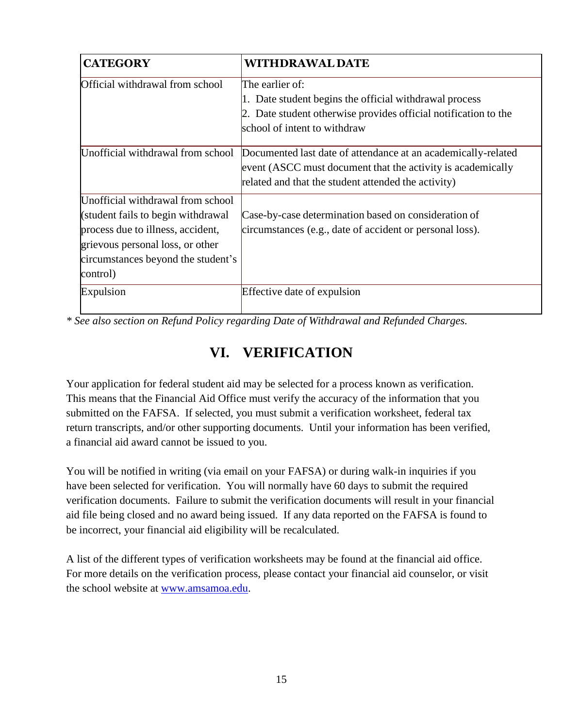| CATEGORY | WITHDRAWAL DATE |
|---|---|
| Official withdrawal from school | The earlier of:<br>1. Date student begins the official withdrawal process<br>2. Date student otherwise provides official notification to the school of intent to withdraw |
| Unofficial withdrawal from school | Documented last date of attendance at an academically-related event (ASCC must document that the activity is academically related and that the student attended the activity) |
| Unofficial withdrawal from school (student fails to begin withdrawal process due to illness, accident, grievous personal loss, or other circumstances beyond the student's control) | Case-by-case determination based on consideration of circumstances (e.g., date of accident or personal loss). |
| Expulsion | Effective date of expulsion |

*\* See also section on Refund Policy regarding Date of Withdrawal and Refunded Charges.*

## VI. VERIFICATION

Your application for federal student aid may be selected for a process known as verification. This means that the Financial Aid Office must verify the accuracy of the information that you submitted on the FAFSA. If selected, you must submit a verification worksheet, federal tax return transcripts, and/or other supporting documents. Until your information has been verified, a financial aid award cannot be issued to you.

You will be notified in writing (via email on your FAFSA) or during walk-in inquiries if you have been selected for verification. You will normally have 60 days to submit the required verification documents. Failure to submit the verification documents will result in your financial aid file being closed and no award being issued. If any data reported on the FAFSA is found to be incorrect, your financial aid eligibility will be recalculated.

A list of the different types of verification worksheets may be found at the financial aid office. For more details on the verification process, please contact your financial aid counselor, or visit the school website at [www.amsamoa.edu](http://www.amsamoa.edu).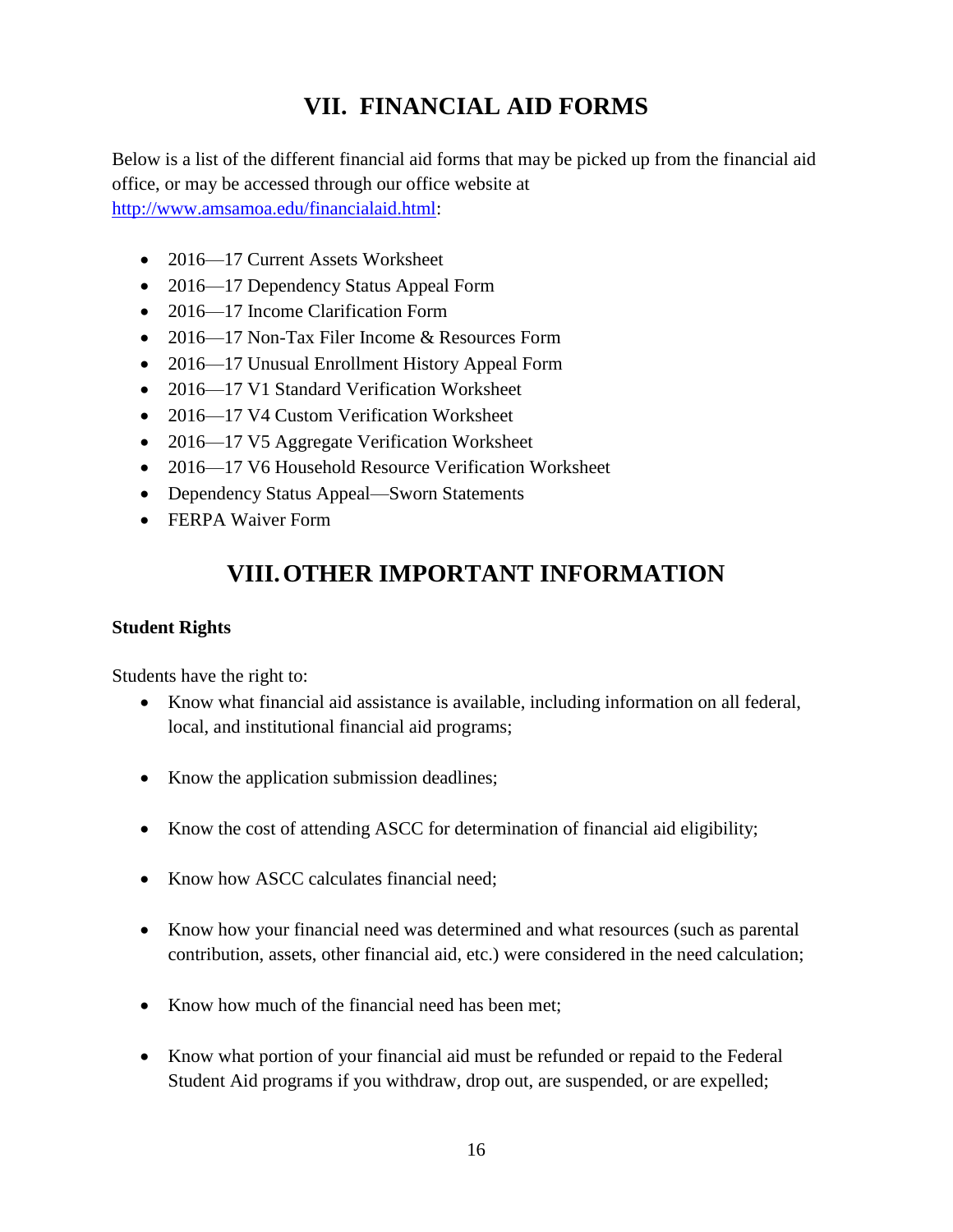# VII. FINANCIAL AID FORMS

Below is a list of the different financial aid forms that may be picked up from the financial aid office, or may be accessed through our office website at [http://www.amsamoa.edu/financialaid.html](http://www.amsamoa.edu/financialaid.html):

- 2016—17 Current Assets Worksheet
- 2016—17 Dependency Status Appeal Form
- 2016—17 Income Clarification Form
- 2016—17 Non-Tax Filer Income & Resources Form
- 2016—17 Unusual Enrollment History Appeal Form
- 2016—17 V1 Standard Verification Worksheet
- 2016—17 V4 Custom Verification Worksheet
- 2016—17 V5 Aggregate Verification Worksheet
- 2016—17 V6 Household Resource Verification Worksheet
- Dependency Status Appeal—Sworn Statements
- FERPA Waiver Form

# VIII. OTHER IMPORTANT INFORMATION

**Student Rights**

Students have the right to:

- Know what financial aid assistance is available, including information on all federal, local, and institutional financial aid programs;
- Know the application submission deadlines;
- Know the cost of attending ASCC for determination of financial aid eligibility;
- Know how ASCC calculates financial need;
- Know how your financial need was determined and what resources (such as parental contribution, assets, other financial aid, etc.) were considered in the need calculation;
- Know how much of the financial need has been met;
- Know what portion of your financial aid must be refunded or repaid to the Federal Student Aid programs if you withdraw, drop out, are suspended, or are expelled;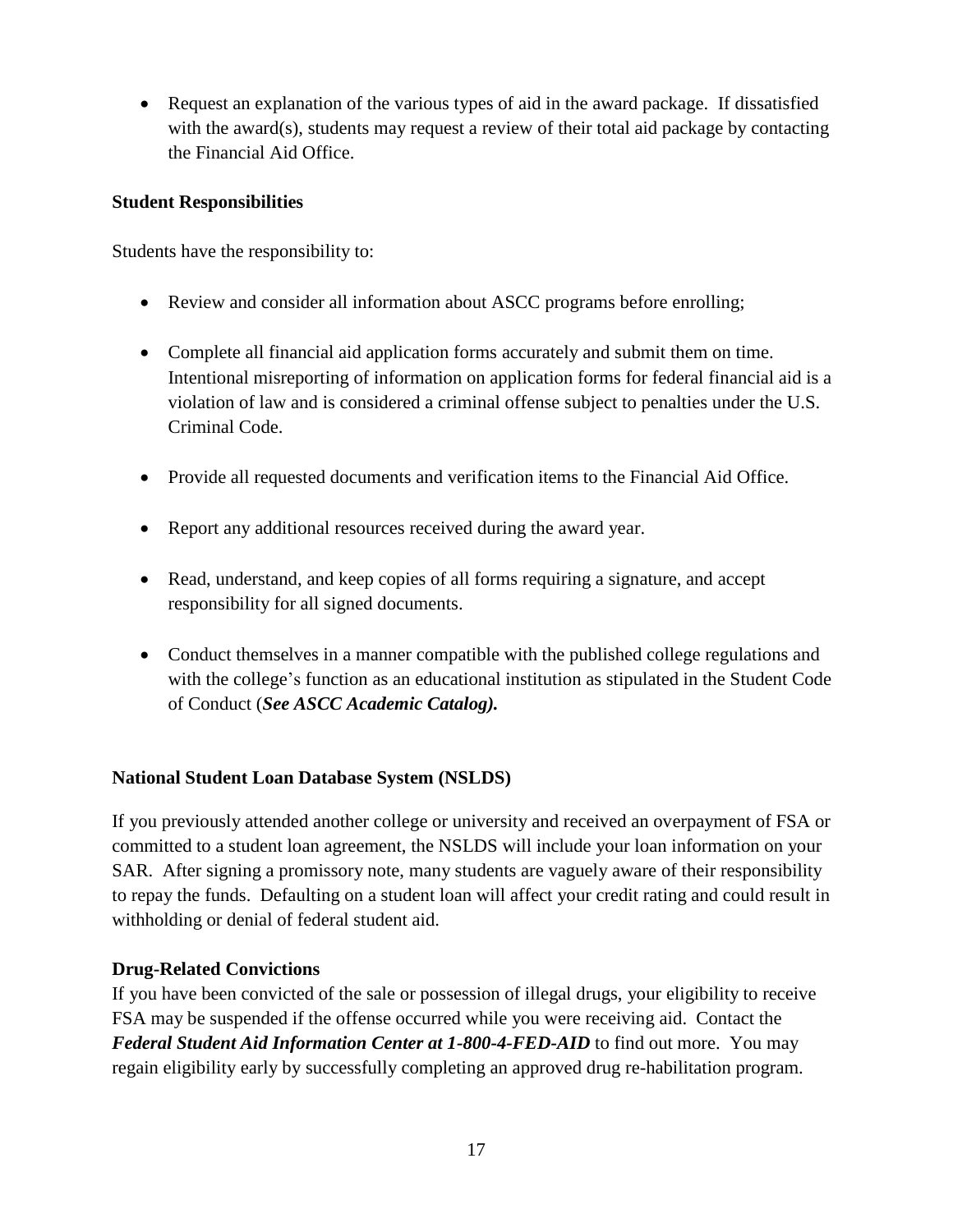- Request an explanation of the various types of aid in the award package. If dissatisfied with the award(s), students may request a review of their total aid package by contacting the Financial Aid Office.

**Student Responsibilities**

Students have the responsibility to:

- Review and consider all information about ASCC programs before enrolling;
- Complete all financial aid application forms accurately and submit them on time. Intentional misreporting of information on application forms for federal financial aid is a violation of law and is considered a criminal offense subject to penalties under the U.S. Criminal Code.
- Provide all requested documents and verification items to the Financial Aid Office.
- Report any additional resources received during the award year.
- Read, understand, and keep copies of all forms requiring a signature, and accept responsibility for all signed documents.
- Conduct themselves in a manner compatible with the published college regulations and with the college's function as an educational institution as stipulated in the Student Code of Conduct (***See ASCC Academic Catalog).***

**National Student Loan Database System (NSLDS)**

If you previously attended another college or university and received an overpayment of FSA or committed to a student loan agreement, the NSLDS will include your loan information on your SAR. After signing a promissory note, many students are vaguely aware of their responsibility to repay the funds. Defaulting on a student loan will affect your credit rating and could result in withholding or denial of federal student aid.

**Drug-Related Convictions**

If you have been convicted of the sale or possession of illegal drugs, your eligibility to receive FSA may be suspended if the offense occurred while you were receiving aid. Contact the ***Federal Student Aid Information Center at 1-800-4-FED-AID*** to find out more. You may regain eligibility early by successfully completing an approved drug re-habilitation program.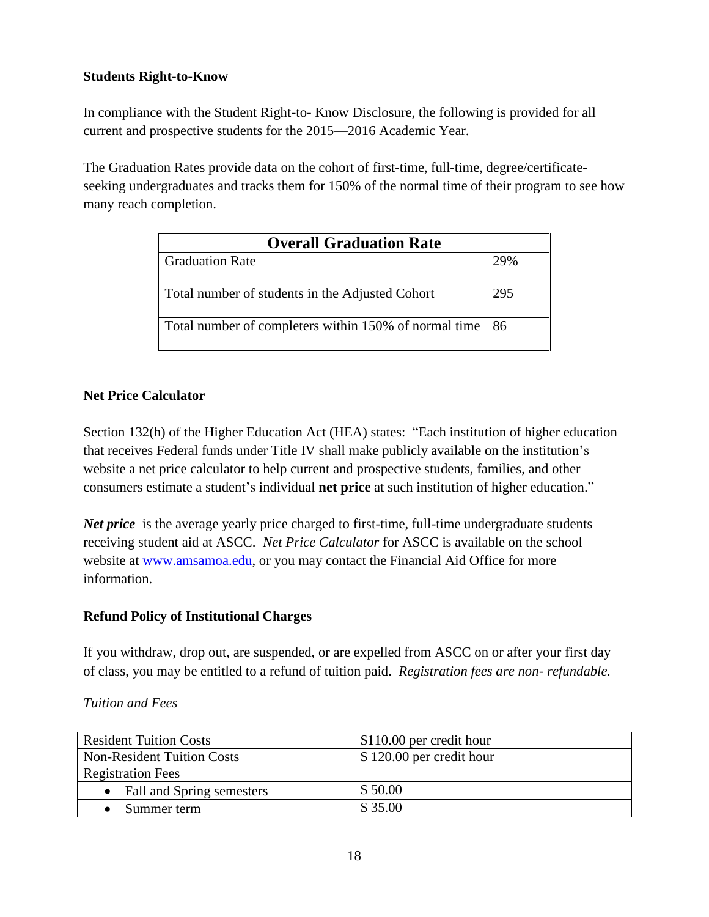**Students Right-to-Know**

In compliance with the Student Right-to- Know Disclosure, the following is provided for all current and prospective students for the 2015—2016 Academic Year.

The Graduation Rates provide data on the cohort of first-time, full-time, degree/certificate-seeking undergraduates and tracks them for 150% of the normal time of their program to see how many reach completion.

| **Overall Graduation Rate** | |
|---|---|
| Graduation Rate | 29% |
| Total number of students in the Adjusted Cohort | 295 |
| Total number of completers within 150% of normal time | 86 |

**Net Price Calculator**

Section 132(h) of the Higher Education Act (HEA) states: "Each institution of higher education that receives Federal funds under Title IV shall make publicly available on the institution's website a net price calculator to help current and prospective students, families, and other consumers estimate a student's individual **net price** at such institution of higher education."

***Net price*** is the average yearly price charged to first-time, full-time undergraduate students receiving student aid at ASCC. *Net Price Calculator* for ASCC is available on the school website at www.amsamoa.edu, or you may contact the Financial Aid Office for more information.

**Refund Policy of Institutional Charges**

If you withdraw, drop out, are suspended, or are expelled from ASCC on or after your first day of class, you may be entitled to a refund of tuition paid. *Registration fees are non- refundable.*

*Tuition and Fees*

| | |
|---|---|
| Resident Tuition Costs | $110.00 per credit hour |
| Non-Resident Tuition Costs | $ 120.00 per credit hour |
| Registration Fees | |
| • Fall and Spring semesters | $ 50.00 |
| • Summer term | $ 35.00 |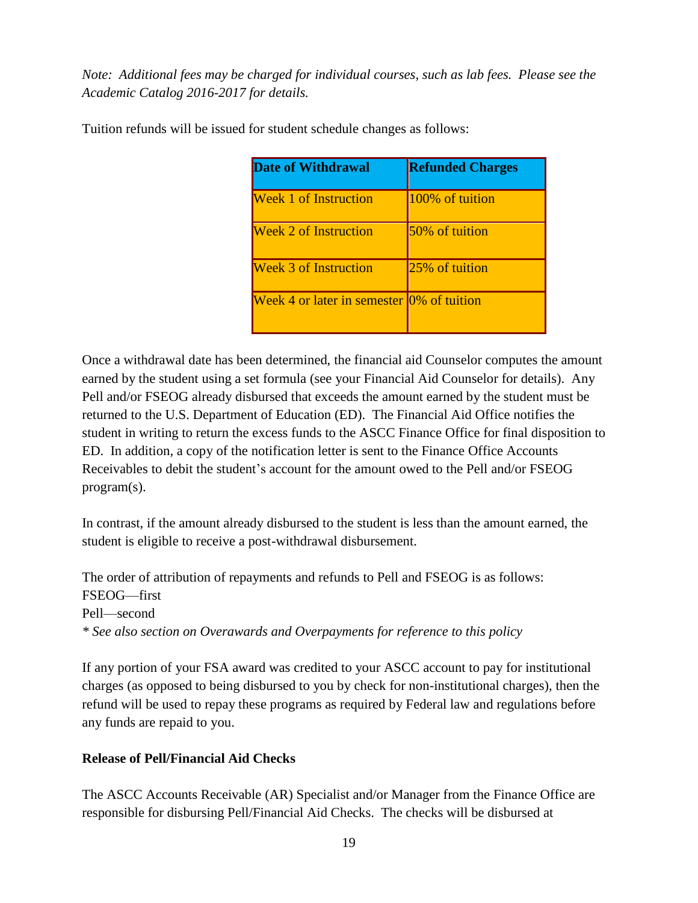*Note: Additional fees may be charged for individual courses, such as lab fees. Please see the Academic Catalog 2016-2017 for details.*

Tuition refunds will be issued for student schedule changes as follows:

| Date of Withdrawal | Refunded Charges |
| --- | --- |
| Week 1 of Instruction | 100% of tuition |
| Week 2 of Instruction | 50% of tuition |
| Week 3 of Instruction | 25% of tuition |
| Week 4 or later in semester | 0% of tuition |

Once a withdrawal date has been determined, the financial aid Counselor computes the amount earned by the student using a set formula (see your Financial Aid Counselor for details). Any Pell and/or FSEOG already disbursed that exceeds the amount earned by the student must be returned to the U.S. Department of Education (ED). The Financial Aid Office notifies the student in writing to return the excess funds to the ASCC Finance Office for final disposition to ED. In addition, a copy of the notification letter is sent to the Finance Office Accounts Receivables to debit the student's account for the amount owed to the Pell and/or FSEOG program(s).

In contrast, if the amount already disbursed to the student is less than the amount earned, the student is eligible to receive a post-withdrawal disbursement.

The order of attribution of repayments and refunds to Pell and FSEOG is as follows:
FSEOG—first
Pell—second
*\* See also section on Overawards and Overpayments for reference to this policy*

If any portion of your FSA award was credited to your ASCC account to pay for institutional charges (as opposed to being disbursed to you by check for non-institutional charges), then the refund will be used to repay these programs as required by Federal law and regulations before any funds are repaid to you.

**Release of Pell/Financial Aid Checks**

The ASCC Accounts Receivable (AR) Specialist and/or Manager from the Finance Office are responsible for disbursing Pell/Financial Aid Checks. The checks will be disbursed at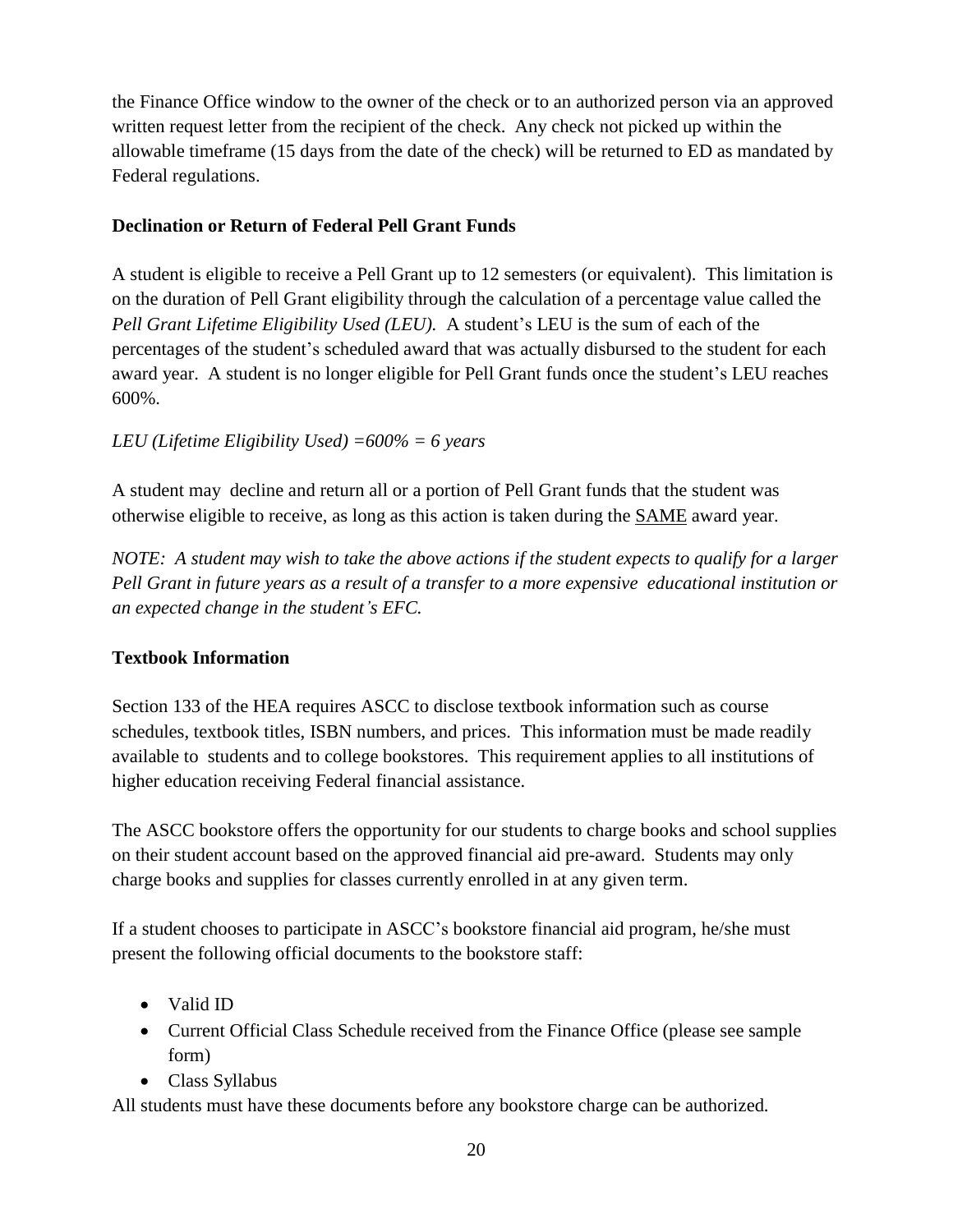the Finance Office window to the owner of the check or to an authorized person via an approved written request letter from the recipient of the check. Any check not picked up within the allowable timeframe (15 days from the date of the check) will be returned to ED as mandated by Federal regulations.

**Declination or Return of Federal Pell Grant Funds**

A student is eligible to receive a Pell Grant up to 12 semesters (or equivalent). This limitation is on the duration of Pell Grant eligibility through the calculation of a percentage value called the *Pell Grant Lifetime Eligibility Used (LEU).* A student's LEU is the sum of each of the percentages of the student's scheduled award that was actually disbursed to the student for each award year. A student is no longer eligible for Pell Grant funds once the student's LEU reaches 600%.

*LEU (Lifetime Eligibility Used) =600% = 6 years*

A student may decline and return all or a portion of Pell Grant funds that the student was otherwise eligible to receive, as long as this action is taken during the <u>SAME</u> award year.

*NOTE: A student may wish to take the above actions if the student expects to qualify for a larger Pell Grant in future years as a result of a transfer to a more expensive educational institution or an expected change in the student's EFC.*

**Textbook Information**

Section 133 of the HEA requires ASCC to disclose textbook information such as course schedules, textbook titles, ISBN numbers, and prices. This information must be made readily available to students and to college bookstores. This requirement applies to all institutions of higher education receiving Federal financial assistance.

The ASCC bookstore offers the opportunity for our students to charge books and school supplies on their student account based on the approved financial aid pre-award. Students may only charge books and supplies for classes currently enrolled in at any given term.

If a student chooses to participate in ASCC's bookstore financial aid program, he/she must present the following official documents to the bookstore staff:

- Valid ID
- Current Official Class Schedule received from the Finance Office (please see sample form)
- Class Syllabus

All students must have these documents before any bookstore charge can be authorized.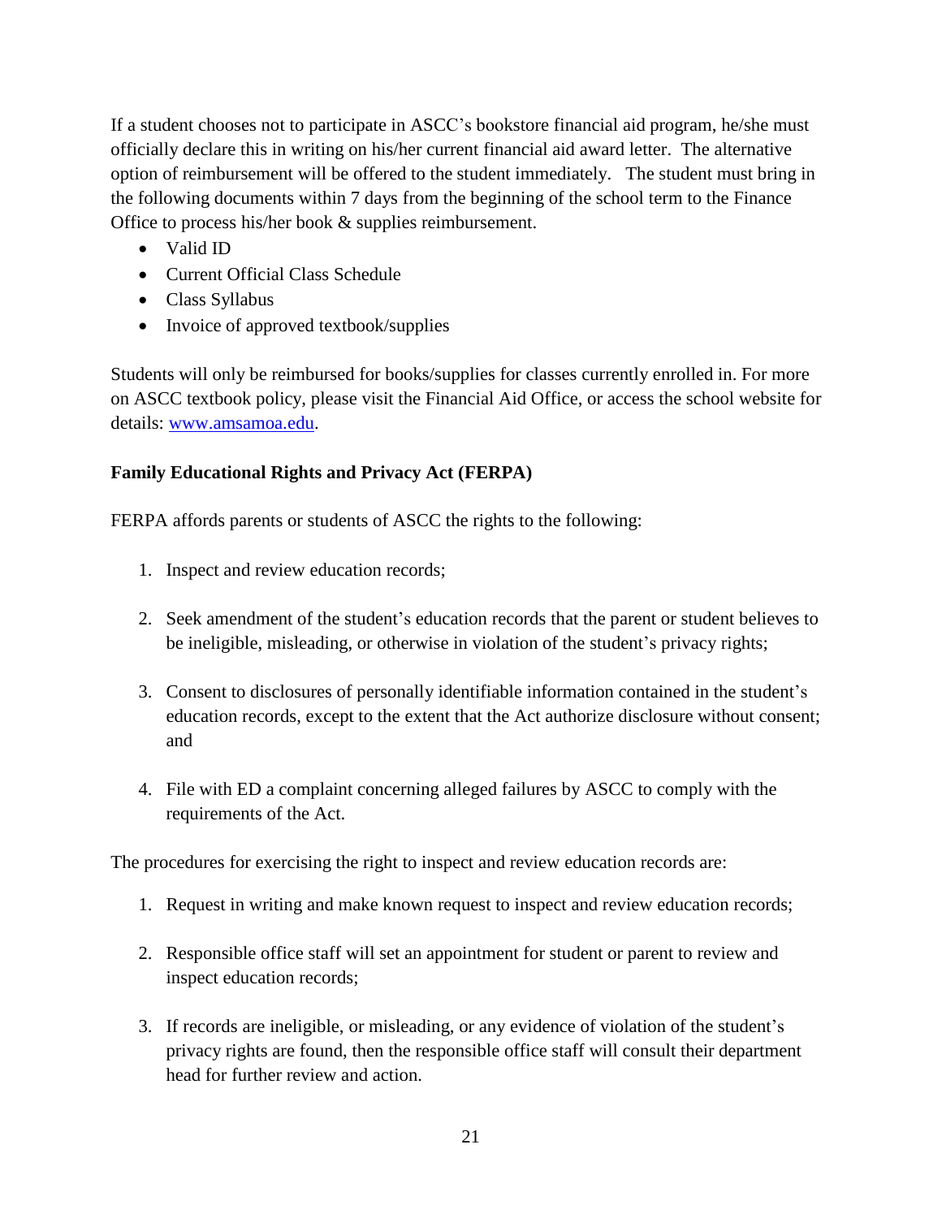If a student chooses not to participate in ASCC's bookstore financial aid program, he/she must officially declare this in writing on his/her current financial aid award letter. The alternative option of reimbursement will be offered to the student immediately. The student must bring in the following documents within 7 days from the beginning of the school term to the Finance Office to process his/her book & supplies reimbursement.

- Valid ID
- Current Official Class Schedule
- Class Syllabus
- Invoice of approved textbook/supplies

Students will only be reimbursed for books/supplies for classes currently enrolled in. For more on ASCC textbook policy, please visit the Financial Aid Office, or access the school website for details: www.amsamoa.edu.

**Family Educational Rights and Privacy Act (FERPA)**

FERPA affords parents or students of ASCC the rights to the following:

1. Inspect and review education records;
2. Seek amendment of the student's education records that the parent or student believes to be ineligible, misleading, or otherwise in violation of the student's privacy rights;
3. Consent to disclosures of personally identifiable information contained in the student's education records, except to the extent that the Act authorize disclosure without consent; and
4. File with ED a complaint concerning alleged failures by ASCC to comply with the requirements of the Act.

The procedures for exercising the right to inspect and review education records are:

1. Request in writing and make known request to inspect and review education records;
2. Responsible office staff will set an appointment for student or parent to review and inspect education records;
3. If records are ineligible, or misleading, or any evidence of violation of the student's privacy rights are found, then the responsible office staff will consult their department head for further review and action.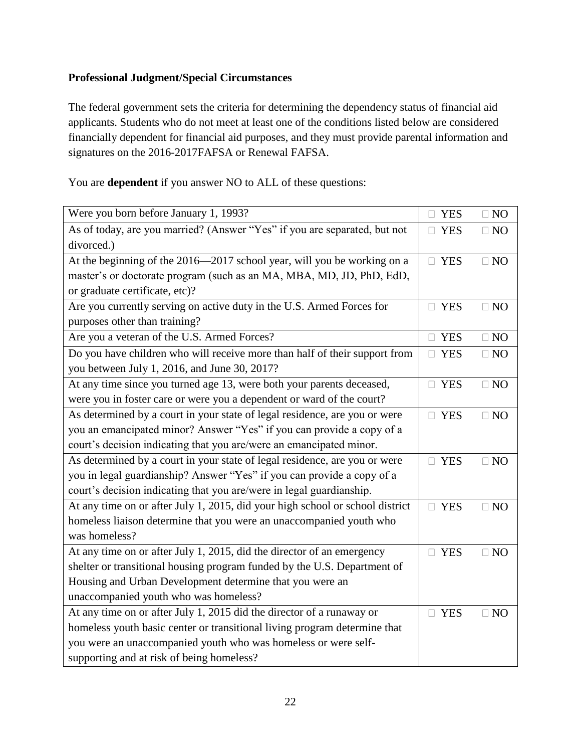**Professional Judgment/Special Circumstances**

The federal government sets the criteria for determining the dependency status of financial aid applicants. Students who do not meet at least one of the conditions listed below are considered financially dependent for financial aid purposes, and they must provide parental information and signatures on the 2016-2017FAFSA or Renewal FAFSA.

You are **dependent** if you answer NO to ALL of these questions:

| Question | YES | NO |
|---|---|---|
| Were you born before January 1, 1993? | □ YES | □ NO |
| As of today, are you married? (Answer "Yes" if you are separated, but not divorced.) | □ YES | □ NO |
| At the beginning of the 2016—2017 school year, will you be working on a master's or doctorate program (such as an MA, MBA, MD, JD, PhD, EdD, or graduate certificate, etc)? | □ YES | □ NO |
| Are you currently serving on active duty in the U.S. Armed Forces for purposes other than training? | □ YES | □ NO |
| Are you a veteran of the U.S. Armed Forces? | □ YES | □ NO |
| Do you have children who will receive more than half of their support from you between July 1, 2016, and June 30, 2017? | □ YES | □ NO |
| At any time since you turned age 13, were both your parents deceased, were you in foster care or were you a dependent or ward of the court? | □ YES | □ NO |
| As determined by a court in your state of legal residence, are you or were you an emancipated minor? Answer "Yes" if you can provide a copy of a court's decision indicating that you are/were an emancipated minor. | □ YES | □ NO |
| As determined by a court in your state of legal residence, are you or were you in legal guardianship? Answer "Yes" if you can provide a copy of a court's decision indicating that you are/were in legal guardianship. | □ YES | □ NO |
| At any time on or after July 1, 2015, did your high school or school district homeless liaison determine that you were an unaccompanied youth who was homeless? | □ YES | □ NO |
| At any time on or after July 1, 2015, did the director of an emergency shelter or transitional housing program funded by the U.S. Department of Housing and Urban Development determine that you were an unaccompanied youth who was homeless? | □ YES | □ NO |
| At any time on or after July 1, 2015 did the director of a runaway or homeless youth basic center or transitional living program determine that you were an unaccompanied youth who was homeless or were self-supporting and at risk of being homeless? | □ YES | □ NO |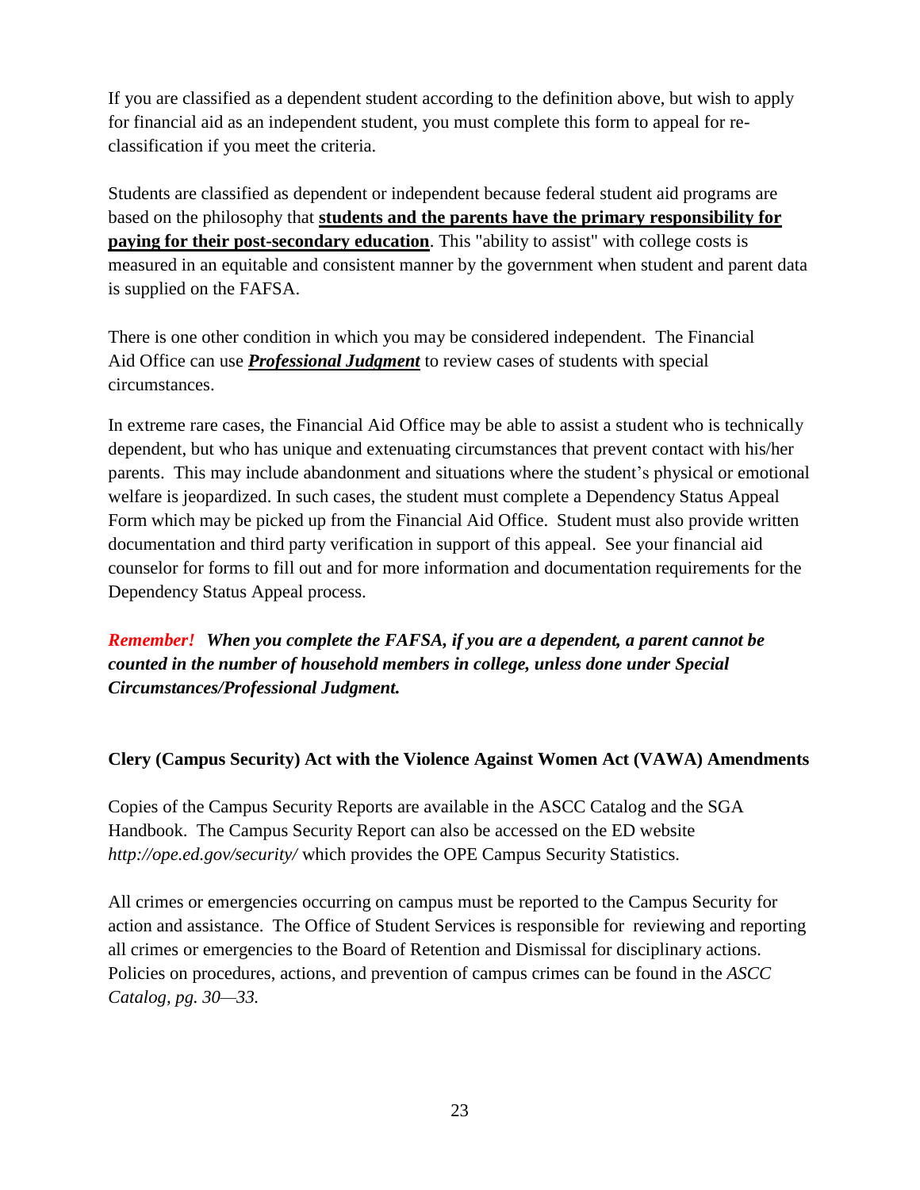If you are classified as a dependent student according to the definition above, but wish to apply for financial aid as an independent student, you must complete this form to appeal for re-classification if you meet the criteria.

Students are classified as dependent or independent because federal student aid programs are based on the philosophy that **students and the parents have the primary responsibility for paying for their post-secondary education**. This "ability to assist" with college costs is measured in an equitable and consistent manner by the government when student and parent data is supplied on the FAFSA.

There is one other condition in which you may be considered independent. The Financial Aid Office can use ***Professional Judgment*** to review cases of students with special circumstances.

In extreme rare cases, the Financial Aid Office may be able to assist a student who is technically dependent, but who has unique and extenuating circumstances that prevent contact with his/her parents. This may include abandonment and situations where the student's physical or emotional welfare is jeopardized. In such cases, the student must complete a Dependency Status Appeal Form which may be picked up from the Financial Aid Office. Student must also provide written documentation and third party verification in support of this appeal. See your financial aid counselor for forms to fill out and for more information and documentation requirements for the Dependency Status Appeal process.

***Remember! When you complete the FAFSA, if you are a dependent, a parent cannot be counted in the number of household members in college, unless done under Special Circumstances/Professional Judgment.***

**Clery (Campus Security) Act with the Violence Against Women Act (VAWA) Amendments**

Copies of the Campus Security Reports are available in the ASCC Catalog and the SGA Handbook. The Campus Security Report can also be accessed on the ED website *http://ope.ed.gov/security/* which provides the OPE Campus Security Statistics.

All crimes or emergencies occurring on campus must be reported to the Campus Security for action and assistance. The Office of Student Services is responsible for reviewing and reporting all crimes or emergencies to the Board of Retention and Dismissal for disciplinary actions. Policies on procedures, actions, and prevention of campus crimes can be found in the *ASCC Catalog, pg. 30—33.*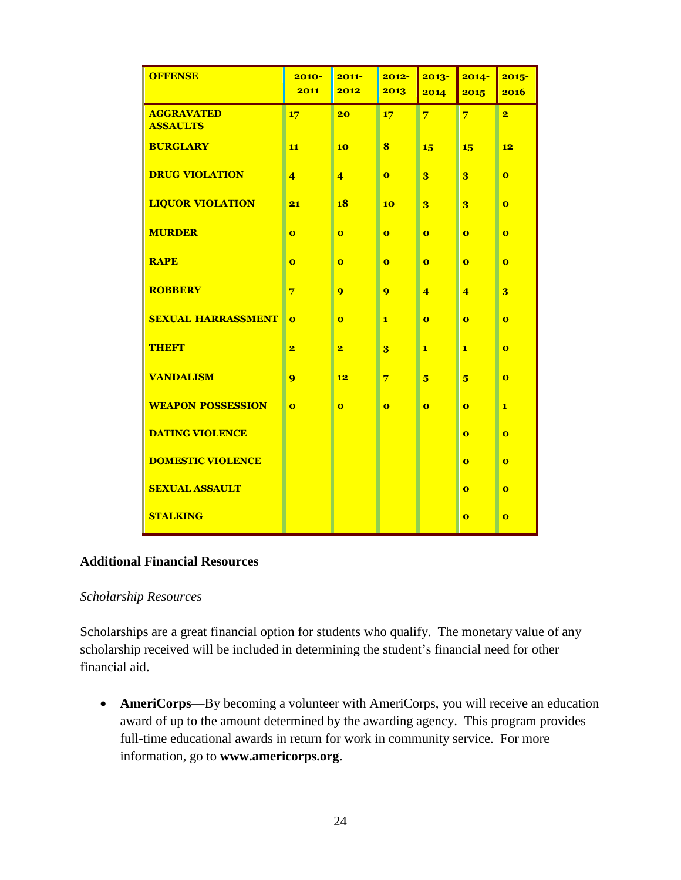| OFFENSE | 2010-2011 | 2011-2012 | 2012-2013 | 2013-2014 | 2014-2015 | 2015-2016 |
|---|---|---|---|---|---|---|
| AGGRAVATED ASSAULTS | 17 | 20 | 17 | 7 | 7 | 2 |
| BURGLARY | 11 | 10 | 8 | 15 | 15 | 12 |
| DRUG VIOLATION | 4 | 4 | 0 | 3 | 3 | 0 |
| LIQUOR VIOLATION | 21 | 18 | 10 | 3 | 3 | 0 |
| MURDER | 0 | 0 | 0 | 0 | 0 | 0 |
| RAPE | 0 | 0 | 0 | 0 | 0 | 0 |
| ROBBERY | 7 | 9 | 9 | 4 | 4 | 3 |
| SEXUAL HARRASSMENT | 0 | 0 | 1 | 0 | 0 | 0 |
| THEFT | 2 | 2 | 3 | 1 | 1 | 0 |
| VANDALISM | 9 | 12 | 7 | 5 | 5 | 0 |
| WEAPON POSSESSION | 0 | 0 | 0 | 0 | 0 | 1 |
| DATING VIOLENCE | | | | | 0 | 0 |
| DOMESTIC VIOLENCE | | | | | 0 | 0 |
| SEXUAL ASSAULT | | | | | 0 | 0 |
| STALKING | | | | | 0 | 0 |

**Additional Financial Resources**

*Scholarship Resources*

Scholarships are a great financial option for students who qualify. The monetary value of any scholarship received will be included in determining the student's financial need for other financial aid.

- **AmeriCorps**—By becoming a volunteer with AmeriCorps, you will receive an education award of up to the amount determined by the awarding agency. This program provides full-time educational awards in return for work in community service. For more information, go to **www.americorps.org**.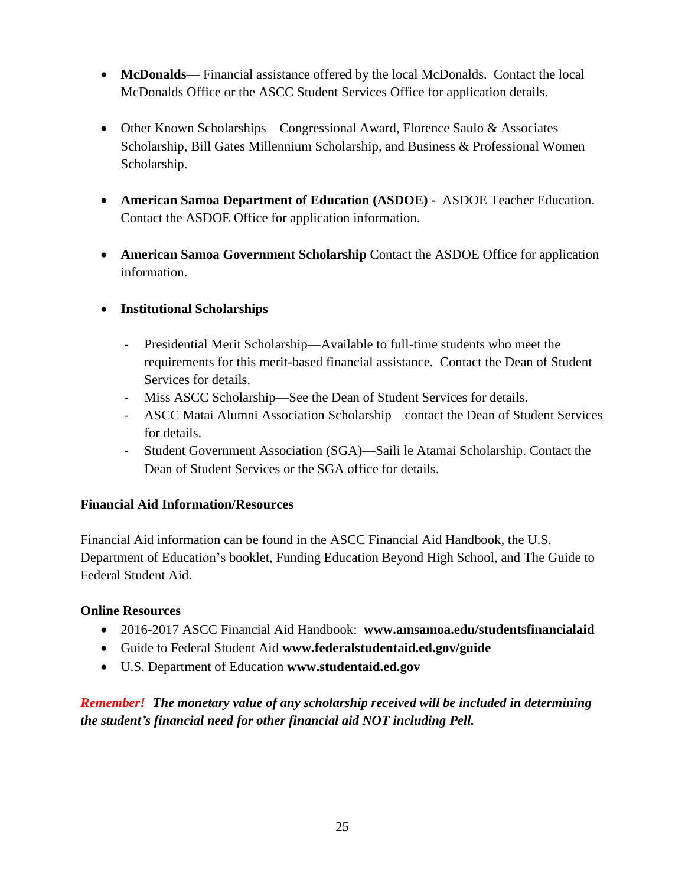- **McDonalds**— Financial assistance offered by the local McDonalds. Contact the local McDonalds Office or the ASCC Student Services Office for application details.

- Other Known Scholarships—Congressional Award, Florence Saulo & Associates Scholarship, Bill Gates Millennium Scholarship, and Business & Professional Women Scholarship.

- **American Samoa Department of Education (ASDOE) -** ASDOE Teacher Education. Contact the ASDOE Office for application information.

- **American Samoa Government Scholarship** Contact the ASDOE Office for application information.

- **Institutional Scholarships**

  - Presidential Merit Scholarship—Available to full-time students who meet the requirements for this merit-based financial assistance. Contact the Dean of Student Services for details.
  - Miss ASCC Scholarship—See the Dean of Student Services for details.
  - ASCC Matai Alumni Association Scholarship—contact the Dean of Student Services for details.
  - Student Government Association (SGA)—Saili le Atamai Scholarship. Contact the Dean of Student Services or the SGA office for details.

**Financial Aid Information/Resources**

Financial Aid information can be found in the ASCC Financial Aid Handbook, the U.S. Department of Education's booklet, Funding Education Beyond High School, and The Guide to Federal Student Aid.

**Online Resources**

- 2016-2017 ASCC Financial Aid Handbook: **www.amsamoa.edu/studentsfinancialaid**
- Guide to Federal Student Aid **www.federalstudentaid.ed.gov/guide**
- U.S. Department of Education **www.studentaid.ed.gov**

***Remember! The monetary value of any scholarship received will be included in determining the student's financial need for other financial aid NOT including Pell.***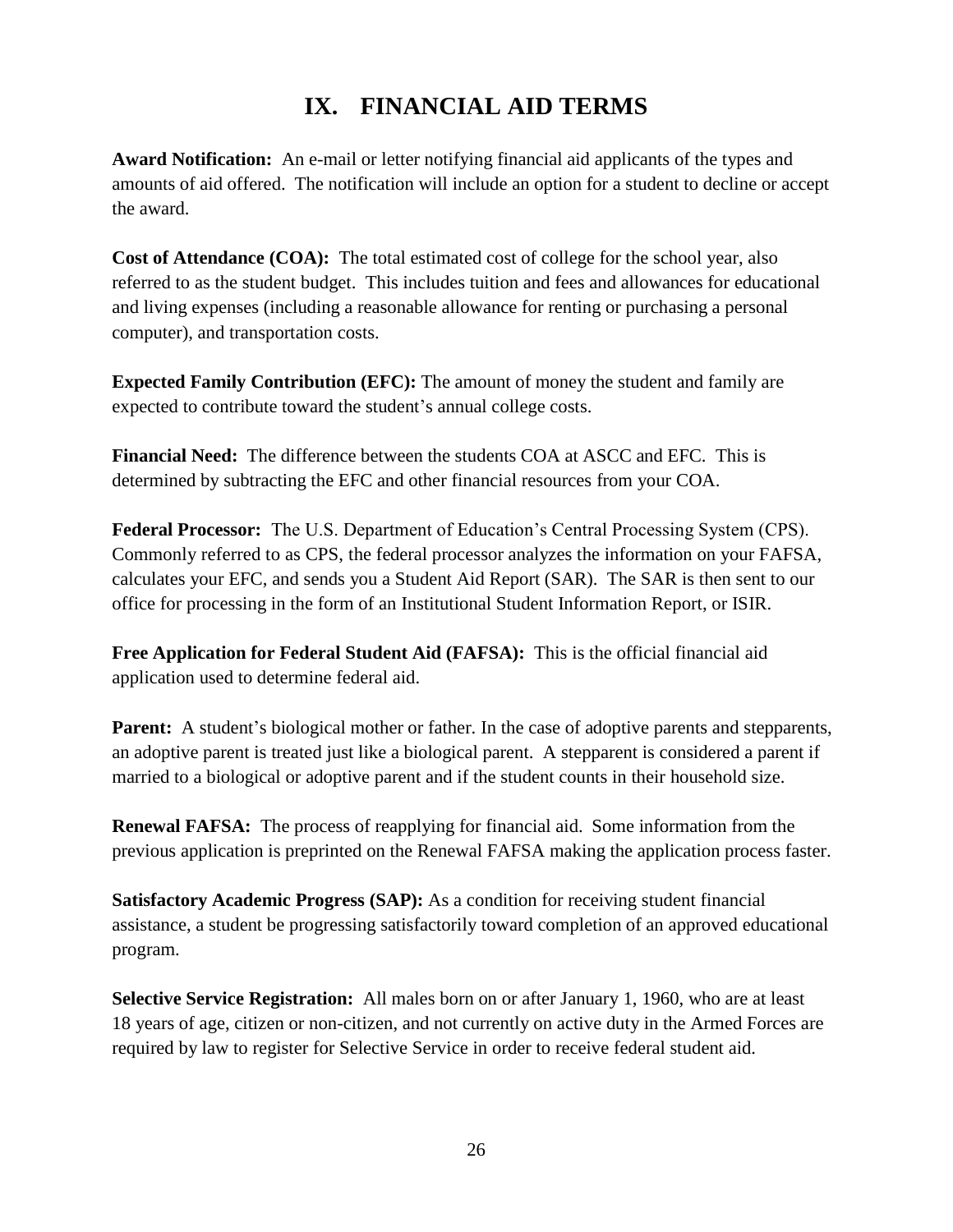# IX. FINANCIAL AID TERMS

**Award Notification:** An e-mail or letter notifying financial aid applicants of the types and amounts of aid offered. The notification will include an option for a student to decline or accept the award.

**Cost of Attendance (COA):** The total estimated cost of college for the school year, also referred to as the student budget. This includes tuition and fees and allowances for educational and living expenses (including a reasonable allowance for renting or purchasing a personal computer), and transportation costs.

**Expected Family Contribution (EFC):** The amount of money the student and family are expected to contribute toward the student's annual college costs.

**Financial Need:** The difference between the students COA at ASCC and EFC. This is determined by subtracting the EFC and other financial resources from your COA.

**Federal Processor:** The U.S. Department of Education's Central Processing System (CPS). Commonly referred to as CPS, the federal processor analyzes the information on your FAFSA, calculates your EFC, and sends you a Student Aid Report (SAR). The SAR is then sent to our office for processing in the form of an Institutional Student Information Report, or ISIR.

**Free Application for Federal Student Aid (FAFSA):** This is the official financial aid application used to determine federal aid.

**Parent:** A student's biological mother or father. In the case of adoptive parents and stepparents, an adoptive parent is treated just like a biological parent. A stepparent is considered a parent if married to a biological or adoptive parent and if the student counts in their household size.

**Renewal FAFSA:** The process of reapplying for financial aid. Some information from the previous application is preprinted on the Renewal FAFSA making the application process faster.

**Satisfactory Academic Progress (SAP):** As a condition for receiving student financial assistance, a student be progressing satisfactorily toward completion of an approved educational program.

**Selective Service Registration:** All males born on or after January 1, 1960, who are at least 18 years of age, citizen or non-citizen, and not currently on active duty in the Armed Forces are required by law to register for Selective Service in order to receive federal student aid.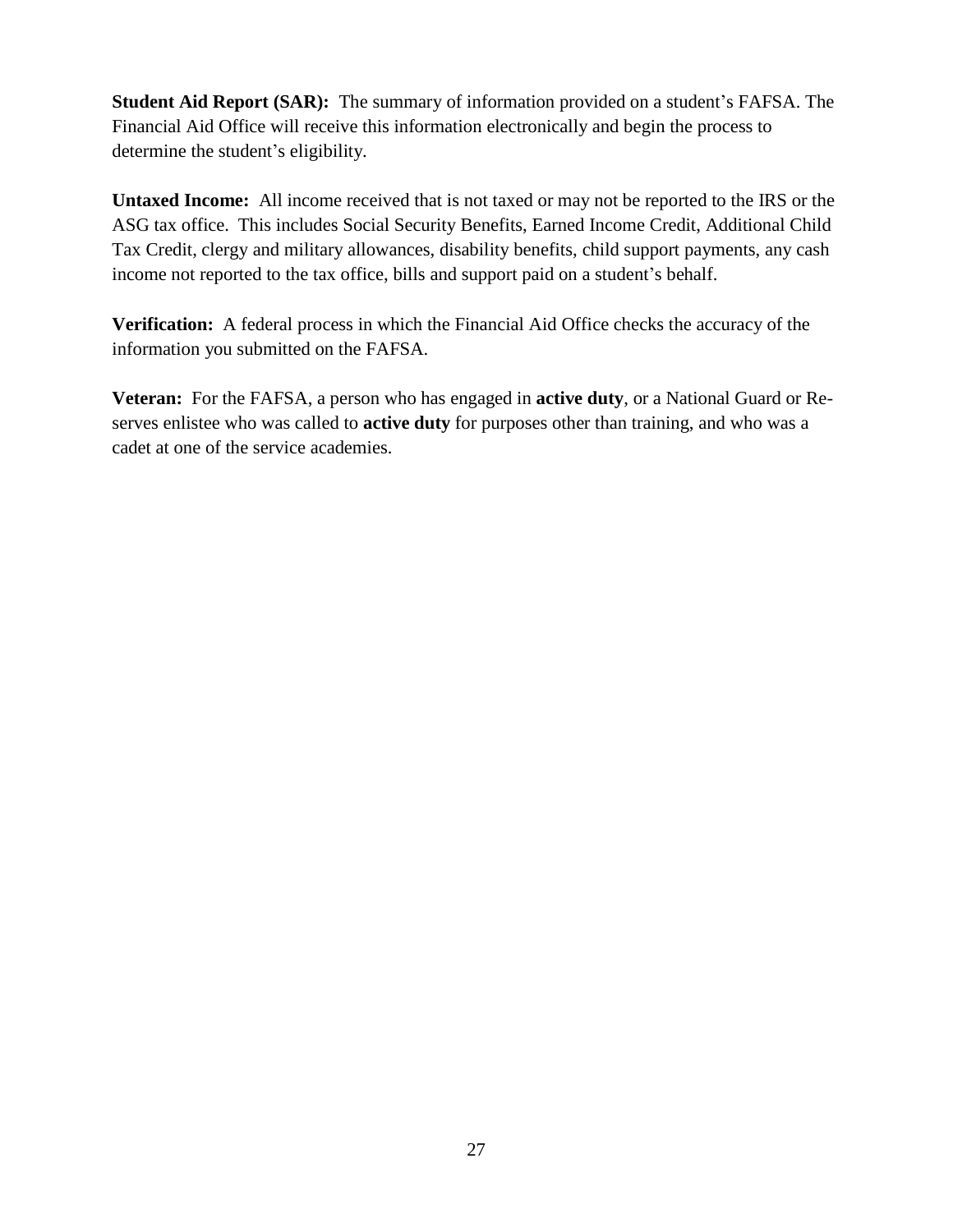**Student Aid Report (SAR):** The summary of information provided on a student's FAFSA. The Financial Aid Office will receive this information electronically and begin the process to determine the student's eligibility.

**Untaxed Income:** All income received that is not taxed or may not be reported to the IRS or the ASG tax office. This includes Social Security Benefits, Earned Income Credit, Additional Child Tax Credit, clergy and military allowances, disability benefits, child support payments, any cash income not reported to the tax office, bills and support paid on a student's behalf.

**Verification:** A federal process in which the Financial Aid Office checks the accuracy of the information you submitted on the FAFSA.

**Veteran:** For the FAFSA, a person who has engaged in **active duty**, or a National Guard or Reserves enlistee who was called to **active duty** for purposes other than training, and who was a cadet at one of the service academies.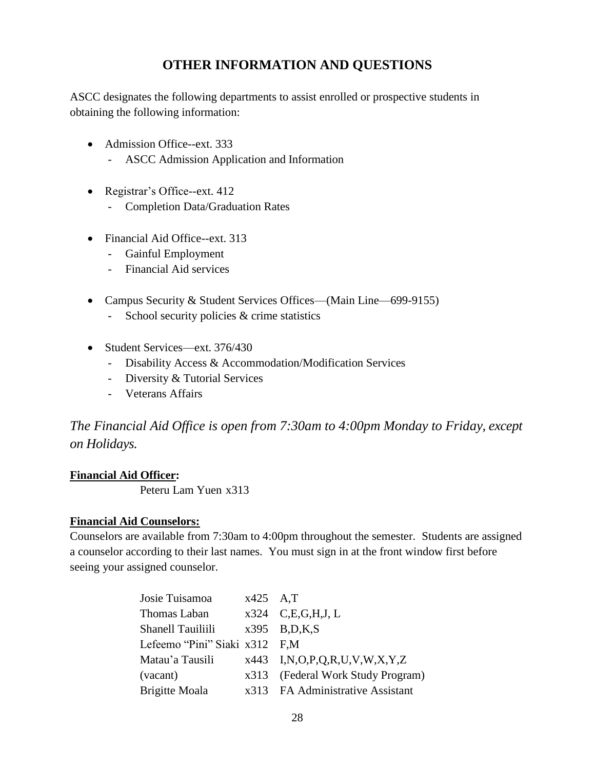## OTHER INFORMATION AND QUESTIONS

ASCC designates the following departments to assist enrolled or prospective students in obtaining the following information:

- Admission Office--ext. 333
  - ASCC Admission Application and Information
- Registrar's Office--ext. 412
  - Completion Data/Graduation Rates
- Financial Aid Office--ext. 313
  - Gainful Employment
  - Financial Aid services
- Campus Security & Student Services Offices—(Main Line—699-9155)
  - School security policies & crime statistics
- Student Services—ext. 376/430
  - Disability Access & Accommodation/Modification Services
  - Diversity & Tutorial Services
  - Veterans Affairs

*The Financial Aid Office is open from 7:30am to 4:00pm Monday to Friday, except on Holidays.*

**Financial Aid Officer:**

Peteru Lam Yuen x313

**Financial Aid Counselors:**

Counselors are available from 7:30am to 4:00pm throughout the semester. Students are assigned a counselor according to their last names. You must sign in at the front window first before seeing your assigned counselor.

| | | |
|---|---|---|
| Josie Tuisamoa | x425 | A,T |
| Thomas Laban | x324 | C,E,G,H,J, L |
| Shanell Tauiliili | x395 | B,D,K,S |
| Lefeemo "Pini" Siaki | x312 | F,M |
| Matau'a Tausili | x443 | I,N,O,P,Q,R,U,V,W,X,Y,Z |
| (vacant) | x313 | (Federal Work Study Program) |
| Brigitte Moala | x313 | FA Administrative Assistant |